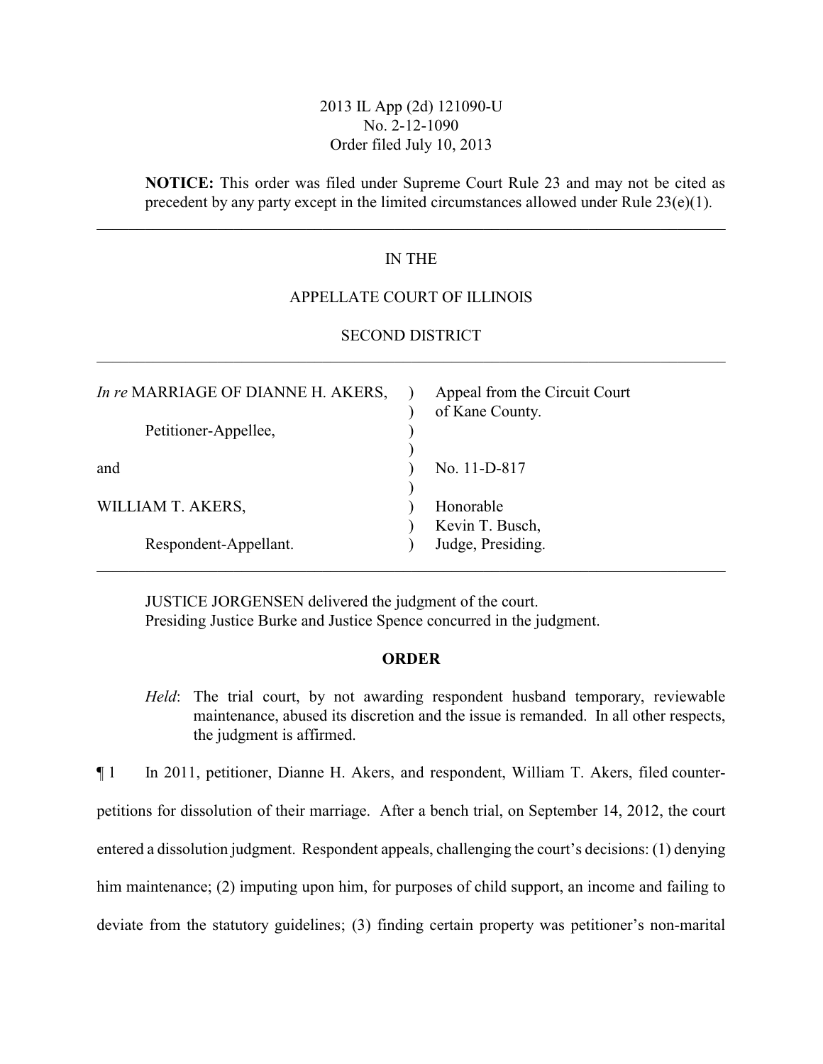2013 IL App (2d) 121090-U
No. 2-12-1090
Order filed July 10, 2013

**NOTICE:** This order was filed under Supreme Court Rule 23 and may not be cited as precedent by any party except in the limited circumstances allowed under Rule 23(e)(1).

---

IN THE

APPELLATE COURT OF ILLINOIS

SECOND DISTRICT

---

| | | |
|---|---|---|
| *In re* MARRIAGE OF DIANNE H. AKERS, | ) | Appeal from the Circuit Court |
| | ) | of Kane County. |
| Petitioner-Appellee, | ) | |
| | ) | |
| and | ) | No. 11-D-817 |
| | ) | |
| WILLIAM T. AKERS, | ) | Honorable |
| | ) | Kevin T. Busch, |
| Respondent-Appellant. | ) | Judge, Presiding. |

---

JUSTICE JORGENSEN delivered the judgment of the court.
Presiding Justice Burke and Justice Spence concurred in the judgment.

**ORDER**

*Held*: The trial court, by not awarding respondent husband temporary, reviewable maintenance, abused its discretion and the issue is remanded. In all other respects, the judgment is affirmed.

¶ 1 In 2011, petitioner, Dianne H. Akers, and respondent, William T. Akers, filed counter-petitions for dissolution of their marriage. After a bench trial, on September 14, 2012, the court entered a dissolution judgment. Respondent appeals, challenging the court's decisions: (1) denying him maintenance; (2) imputing upon him, for purposes of child support, an income and failing to deviate from the statutory guidelines; (3) finding certain property was petitioner's non-marital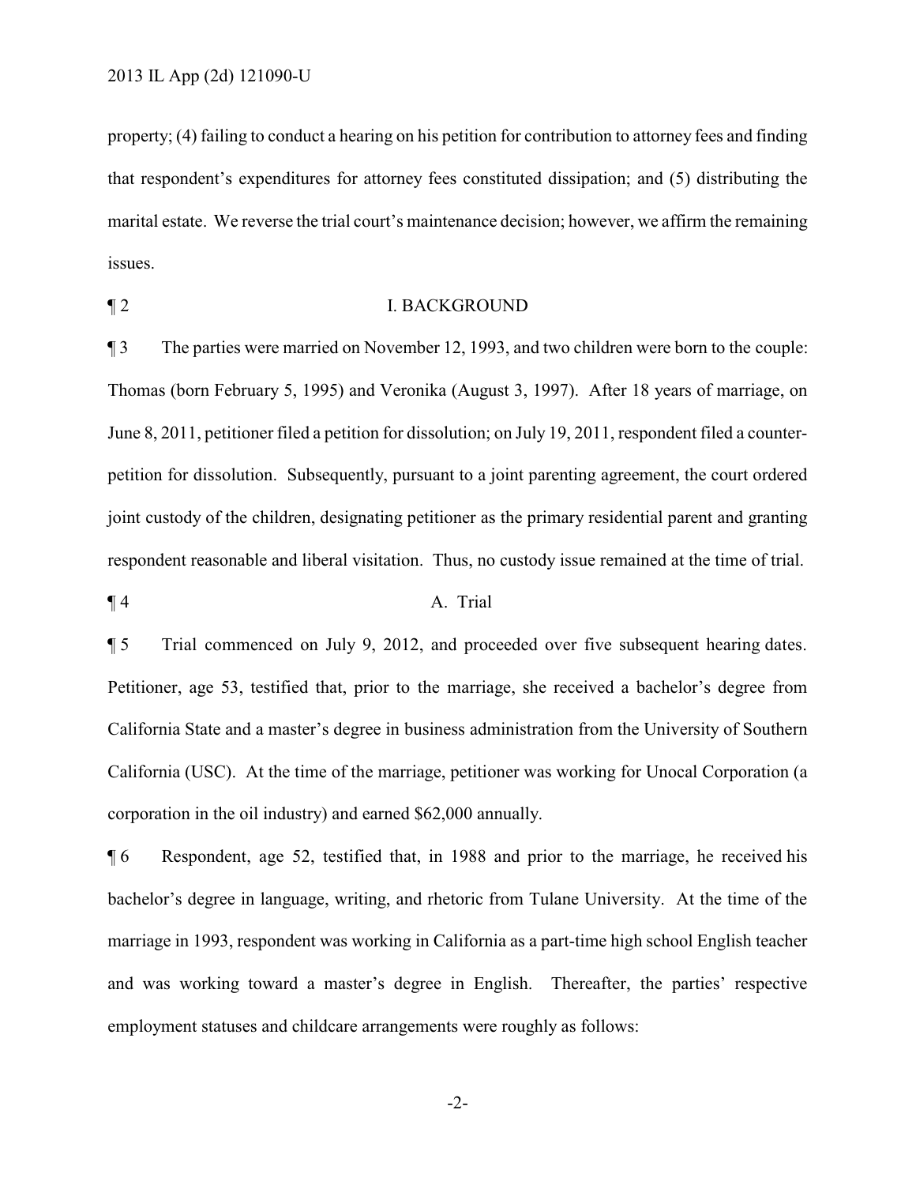property; (4) failing to conduct a hearing on his petition for contribution to attorney fees and finding that respondent's expenditures for attorney fees constituted dissipation; and (5) distributing the marital estate. We reverse the trial court's maintenance decision; however, we affirm the remaining issues.

¶ 2 I. BACKGROUND

¶ 3 The parties were married on November 12, 1993, and two children were born to the couple: Thomas (born February 5, 1995) and Veronika (August 3, 1997). After 18 years of marriage, on June 8, 2011, petitioner filed a petition for dissolution; on July 19, 2011, respondent filed a counter-petition for dissolution. Subsequently, pursuant to a joint parenting agreement, the court ordered joint custody of the children, designating petitioner as the primary residential parent and granting respondent reasonable and liberal visitation. Thus, no custody issue remained at the time of trial.

¶ 4 A. Trial

¶ 5 Trial commenced on July 9, 2012, and proceeded over five subsequent hearing dates. Petitioner, age 53, testified that, prior to the marriage, she received a bachelor's degree from California State and a master's degree in business administration from the University of Southern California (USC). At the time of the marriage, petitioner was working for Unocal Corporation (a corporation in the oil industry) and earned $62,000 annually.

¶ 6 Respondent, age 52, testified that, in 1988 and prior to the marriage, he received his bachelor's degree in language, writing, and rhetoric from Tulane University. At the time of the marriage in 1993, respondent was working in California as a part-time high school English teacher and was working toward a master's degree in English. Thereafter, the parties' respective employment statuses and childcare arrangements were roughly as follows: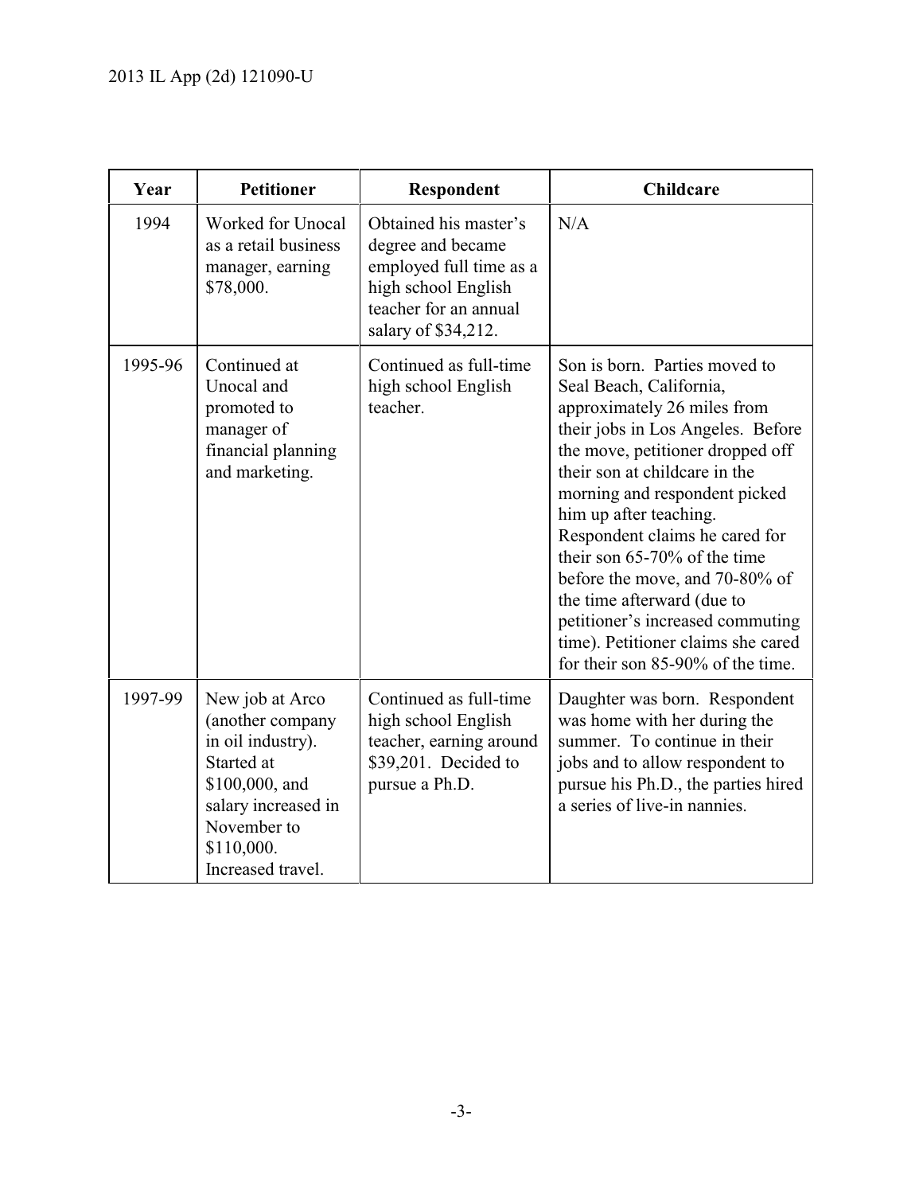| Year | Petitioner | Respondent | Childcare |
|---|---|---|---|
| 1994 | Worked for Unocal as a retail business manager, earning $78,000. | Obtained his master's degree and became employed full time as a high school English teacher for an annual salary of $34,212. | N/A |
| 1995-96 | Continued at Unocal and promoted to manager of financial planning and marketing. | Continued as full-time high school English teacher. | Son is born. Parties moved to Seal Beach, California, approximately 26 miles from their jobs in Los Angeles. Before the move, petitioner dropped off their son at childcare in the morning and respondent picked him up after teaching. Respondent claims he cared for their son 65-70% of the time before the move, and 70-80% of the time afterward (due to petitioner's increased commuting time). Petitioner claims she cared for their son 85-90% of the time. |
| 1997-99 | New job at Arco (another company in oil industry). Started at $100,000, and salary increased in November to $110,000. Increased travel. | Continued as full-time high school English teacher, earning around $39,201. Decided to pursue a Ph.D. | Daughter was born. Respondent was home with her during the summer. To continue in their jobs and to allow respondent to pursue his Ph.D., the parties hired a series of live-in nannies. |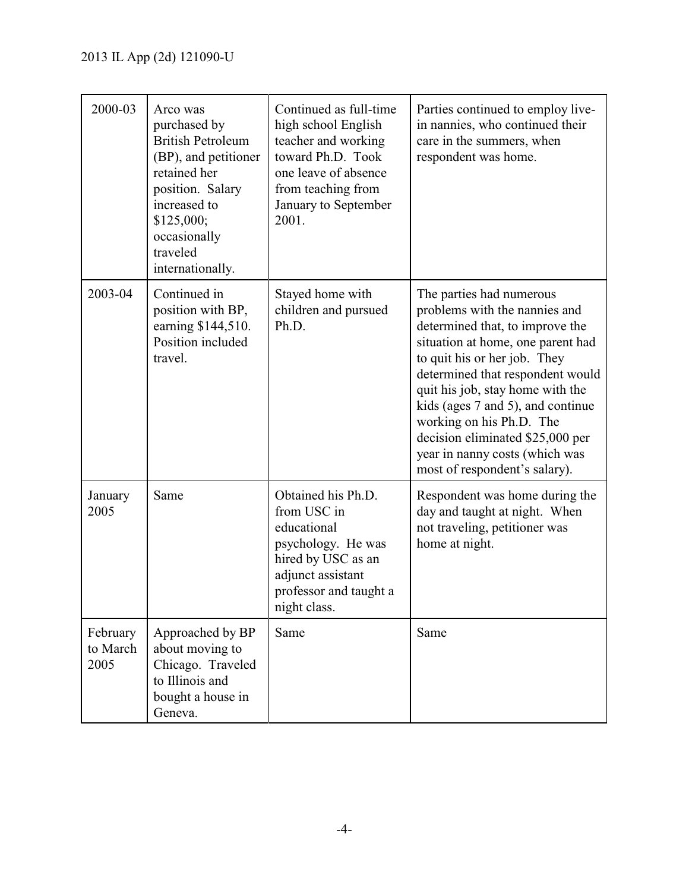| | | | |
|---|---|---|---|
| 2000-03 | Arco was purchased by British Petroleum (BP), and petitioner retained her position. Salary increased to $125,000; occasionally traveled internationally. | Continued as full-time high school English teacher and working toward Ph.D. Took one leave of absence from teaching from January to September 2001. | Parties continued to employ live-in nannies, who continued their care in the summers, when respondent was home. |
| 2003-04 | Continued in position with BP, earning $144,510. Position included travel. | Stayed home with children and pursued Ph.D. | The parties had numerous problems with the nannies and determined that, to improve the situation at home, one parent had to quit his or her job. They determined that respondent would quit his job, stay home with the kids (ages 7 and 5), and continue working on his Ph.D. The decision eliminated $25,000 per year in nanny costs (which was most of respondent's salary). |
| January 2005 | Same | Obtained his Ph.D. from USC in educational psychology. He was hired by USC as an adjunct assistant professor and taught a night class. | Respondent was home during the day and taught at night. When not traveling, petitioner was home at night. |
| February to March 2005 | Approached by BP about moving to Chicago. Traveled to Illinois and bought a house in Geneva. | Same | Same |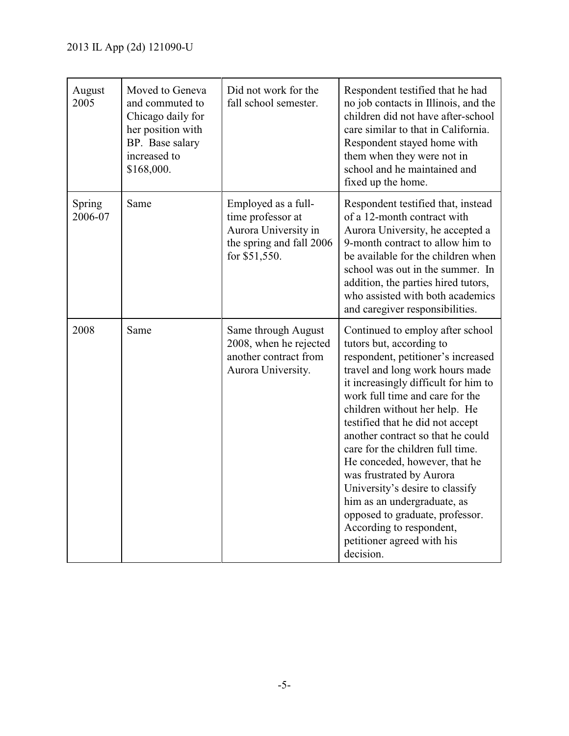| | | | |
|---|---|---|---|
| August 2005 | Moved to Geneva and commuted to Chicago daily for her position with BP. Base salary increased to \$168,000. | Did not work for the fall school semester. | Respondent testified that he had no job contacts in Illinois, and the children did not have after-school care similar to that in California. Respondent stayed home with them when they were not in school and he maintained and fixed up the home. |
| Spring 2006-07 | Same | Employed as a full-time professor at Aurora University in the spring and fall 2006 for \$51,550. | Respondent testified that, instead of a 12-month contract with Aurora University, he accepted a 9-month contract to allow him to be available for the children when school was out in the summer. In addition, the parties hired tutors, who assisted with both academics and caregiver responsibilities. |
| 2008 | Same | Same through August 2008, when he rejected another contract from Aurora University. | Continued to employ after school tutors but, according to respondent, petitioner's increased travel and long work hours made it increasingly difficult for him to work full time and care for the children without her help. He testified that he did not accept another contract so that he could care for the children full time. He conceded, however, that he was frustrated by Aurora University's desire to classify him as an undergraduate, as opposed to graduate, professor. According to respondent, petitioner agreed with his decision. |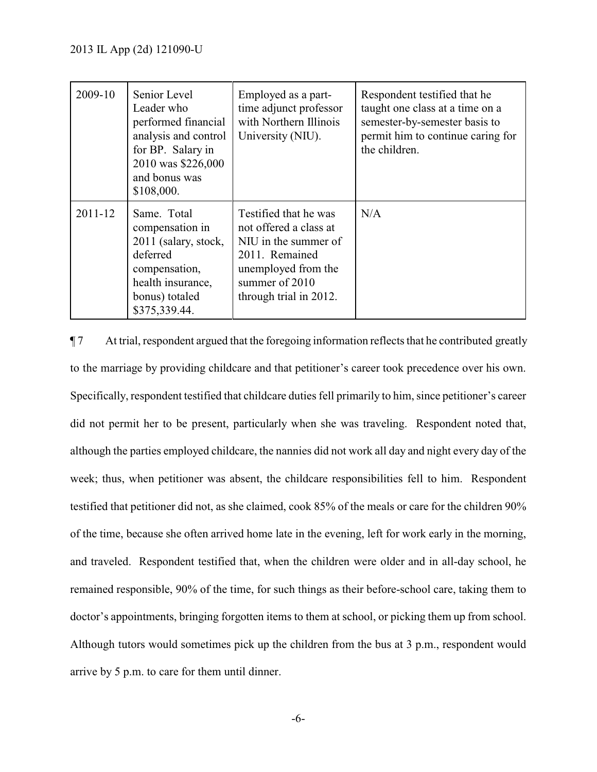| | | | |
|---|---|---|---|
| 2009-10 | Senior Level Leader who performed financial analysis and control for BP. Salary in 2010 was $226,000 and bonus was $108,000. | Employed as a part-time adjunct professor with Northern Illinois University (NIU). | Respondent testified that he taught one class at a time on a semester-by-semester basis to permit him to continue caring for the children. |
| 2011-12 | Same. Total compensation in 2011 (salary, stock, deferred compensation, health insurance, bonus) totaled $375,339.44. | Testified that he was not offered a class at NIU in the summer of 2011. Remained unemployed from the summer of 2010 through trial in 2012. | N/A |

¶ 7 At trial, respondent argued that the foregoing information reflects that he contributed greatly to the marriage by providing childcare and that petitioner's career took precedence over his own. Specifically, respondent testified that childcare duties fell primarily to him, since petitioner's career did not permit her to be present, particularly when she was traveling. Respondent noted that, although the parties employed childcare, the nannies did not work all day and night every day of the week; thus, when petitioner was absent, the childcare responsibilities fell to him. Respondent testified that petitioner did not, as she claimed, cook 85% of the meals or care for the children 90% of the time, because she often arrived home late in the evening, left for work early in the morning, and traveled. Respondent testified that, when the children were older and in all-day school, he remained responsible, 90% of the time, for such things as their before-school care, taking them to doctor's appointments, bringing forgotten items to them at school, or picking them up from school. Although tutors would sometimes pick up the children from the bus at 3 p.m., respondent would arrive by 5 p.m. to care for them until dinner.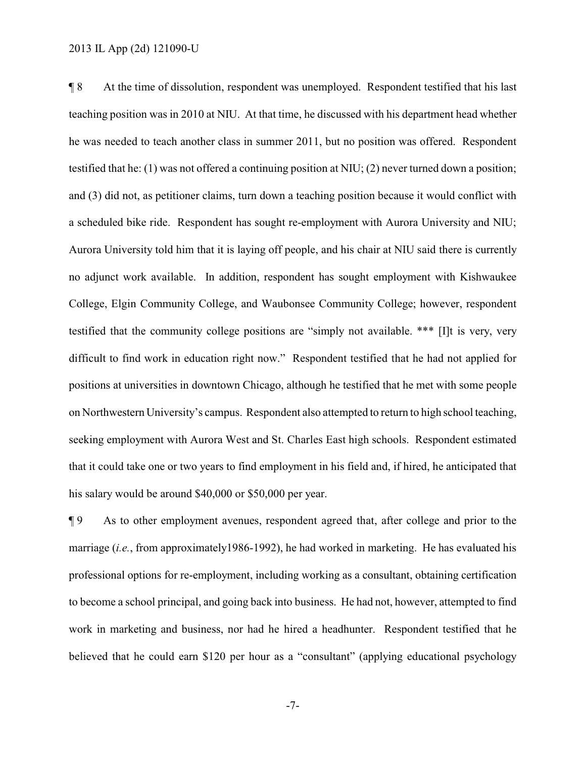¶ 8 At the time of dissolution, respondent was unemployed. Respondent testified that his last teaching position was in 2010 at NIU. At that time, he discussed with his department head whether he was needed to teach another class in summer 2011, but no position was offered. Respondent testified that he: (1) was not offered a continuing position at NIU; (2) never turned down a position; and (3) did not, as petitioner claims, turn down a teaching position because it would conflict with a scheduled bike ride. Respondent has sought re-employment with Aurora University and NIU; Aurora University told him that it is laying off people, and his chair at NIU said there is currently no adjunct work available. In addition, respondent has sought employment with Kishwaukee College, Elgin Community College, and Waubonsee Community College; however, respondent testified that the community college positions are "simply not available. *** [I]t is very, very difficult to find work in education right now." Respondent testified that he had not applied for positions at universities in downtown Chicago, although he testified that he met with some people on Northwestern University's campus. Respondent also attempted to return to high school teaching, seeking employment with Aurora West and St. Charles East high schools. Respondent estimated that it could take one or two years to find employment in his field and, if hired, he anticipated that his salary would be around $40,000 or $50,000 per year.

¶ 9 As to other employment avenues, respondent agreed that, after college and prior to the marriage (*i.e.*, from approximately1986-1992), he had worked in marketing. He has evaluated his professional options for re-employment, including working as a consultant, obtaining certification to become a school principal, and going back into business. He had not, however, attempted to find work in marketing and business, nor had he hired a headhunter. Respondent testified that he believed that he could earn $120 per hour as a "consultant" (applying educational psychology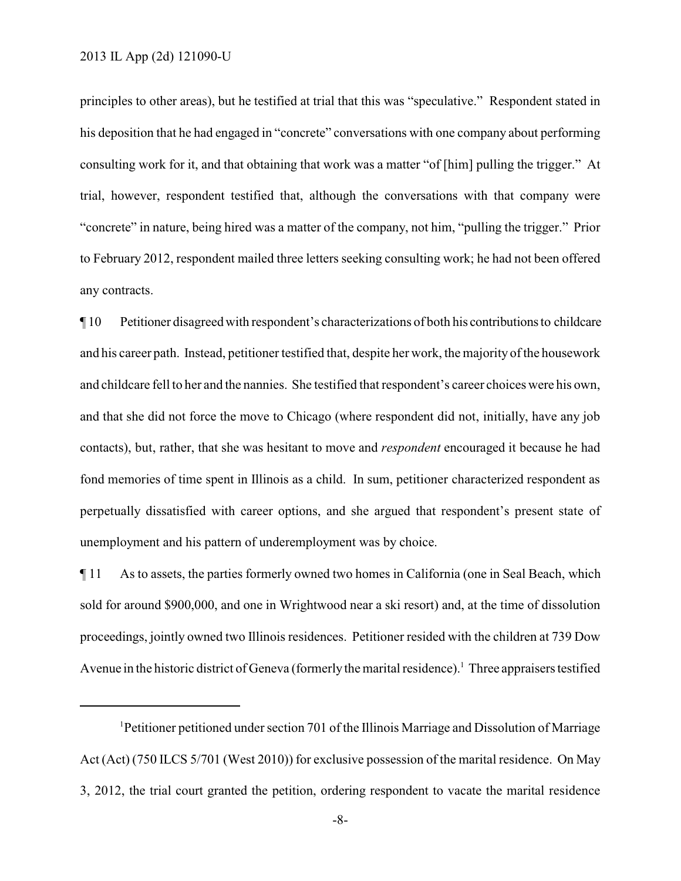principles to other areas), but he testified at trial that this was "speculative." Respondent stated in his deposition that he had engaged in "concrete" conversations with one company about performing consulting work for it, and that obtaining that work was a matter "of [him] pulling the trigger." At trial, however, respondent testified that, although the conversations with that company were "concrete" in nature, being hired was a matter of the company, not him, "pulling the trigger." Prior to February 2012, respondent mailed three letters seeking consulting work; he had not been offered any contracts.

¶ 10 Petitioner disagreed with respondent's characterizations of both his contributions to childcare and his career path. Instead, petitioner testified that, despite her work, the majority of the housework and childcare fell to her and the nannies. She testified that respondent's career choices were his own, and that she did not force the move to Chicago (where respondent did not, initially, have any job contacts), but, rather, that she was hesitant to move and *respondent* encouraged it because he had fond memories of time spent in Illinois as a child. In sum, petitioner characterized respondent as perpetually dissatisfied with career options, and she argued that respondent's present state of unemployment and his pattern of underemployment was by choice.

¶ 11 As to assets, the parties formerly owned two homes in California (one in Seal Beach, which sold for around $900,000, and one in Wrightwood near a ski resort) and, at the time of dissolution proceedings, jointly owned two Illinois residences. Petitioner resided with the children at 739 Dow Avenue in the historic district of Geneva (formerly the marital residence).[1] Three appraisers testified

[1]Petitioner petitioned under section 701 of the Illinois Marriage and Dissolution of Marriage Act (Act) (750 ILCS 5/701 (West 2010)) for exclusive possession of the marital residence. On May 3, 2012, the trial court granted the petition, ordering respondent to vacate the marital residence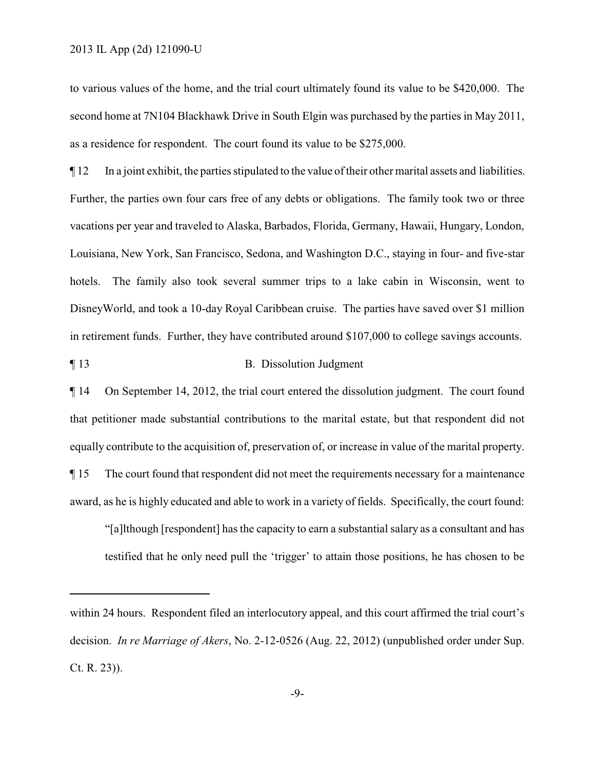to various values of the home, and the trial court ultimately found its value to be $420,000. The second home at 7N104 Blackhawk Drive in South Elgin was purchased by the parties in May 2011, as a residence for respondent. The court found its value to be $275,000.

¶ 12 In a joint exhibit, the parties stipulated to the value of their other marital assets and liabilities. Further, the parties own four cars free of any debts or obligations. The family took two or three vacations per year and traveled to Alaska, Barbados, Florida, Germany, Hawaii, Hungary, London, Louisiana, New York, San Francisco, Sedona, and Washington D.C., staying in four- and five-star hotels. The family also took several summer trips to a lake cabin in Wisconsin, went to DisneyWorld, and took a 10-day Royal Caribbean cruise. The parties have saved over $1 million in retirement funds. Further, they have contributed around $107,000 to college savings accounts.

¶ 13 B. Dissolution Judgment

¶ 14 On September 14, 2012, the trial court entered the dissolution judgment. The court found that petitioner made substantial contributions to the marital estate, but that respondent did not equally contribute to the acquisition of, preservation of, or increase in value of the marital property.

¶ 15 The court found that respondent did not meet the requirements necessary for a maintenance award, as he is highly educated and able to work in a variety of fields. Specifically, the court found:

> "[a]lthough [respondent] has the capacity to earn a substantial salary as a consultant and has testified that he only need pull the 'trigger' to attain those positions, he has chosen to be

---

within 24 hours. Respondent filed an interlocutory appeal, and this court affirmed the trial court's decision. *In re Marriage of Akers*, No. 2-12-0526 (Aug. 22, 2012) (unpublished order under Sup. Ct. R. 23)).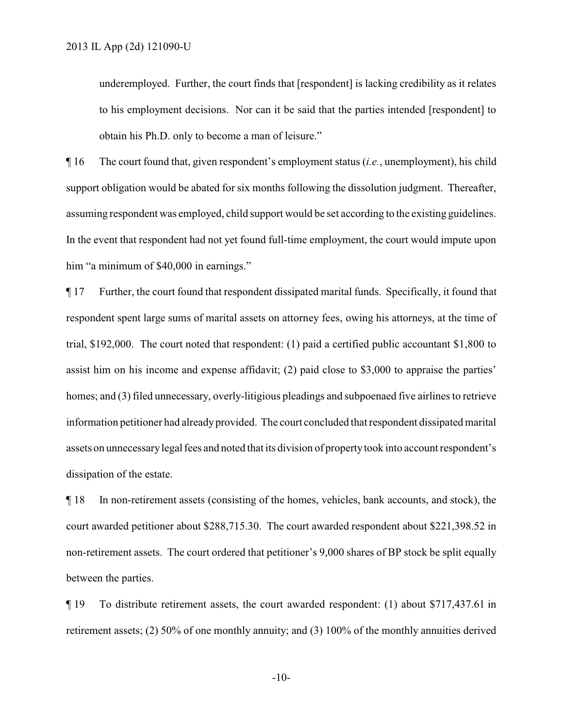underemployed. Further, the court finds that [respondent] is lacking credibility as it relates to his employment decisions. Nor can it be said that the parties intended [respondent] to obtain his Ph.D. only to become a man of leisure."

¶ 16 The court found that, given respondent's employment status (*i.e.*, unemployment), his child support obligation would be abated for six months following the dissolution judgment. Thereafter, assuming respondent was employed, child support would be set according to the existing guidelines. In the event that respondent had not yet found full-time employment, the court would impute upon him "a minimum of $40,000 in earnings."

¶ 17 Further, the court found that respondent dissipated marital funds. Specifically, it found that respondent spent large sums of marital assets on attorney fees, owing his attorneys, at the time of trial, $192,000. The court noted that respondent: (1) paid a certified public accountant $1,800 to assist him on his income and expense affidavit; (2) paid close to $3,000 to appraise the parties' homes; and (3) filed unnecessary, overly-litigious pleadings and subpoenaed five airlines to retrieve information petitioner had already provided. The court concluded that respondent dissipated marital assets on unnecessary legal fees and noted that its division of property took into account respondent's dissipation of the estate.

¶ 18 In non-retirement assets (consisting of the homes, vehicles, bank accounts, and stock), the court awarded petitioner about $288,715.30. The court awarded respondent about $221,398.52 in non-retirement assets. The court ordered that petitioner's 9,000 shares of BP stock be split equally between the parties.

¶ 19 To distribute retirement assets, the court awarded respondent: (1) about $717,437.61 in retirement assets; (2) 50% of one monthly annuity; and (3) 100% of the monthly annuities derived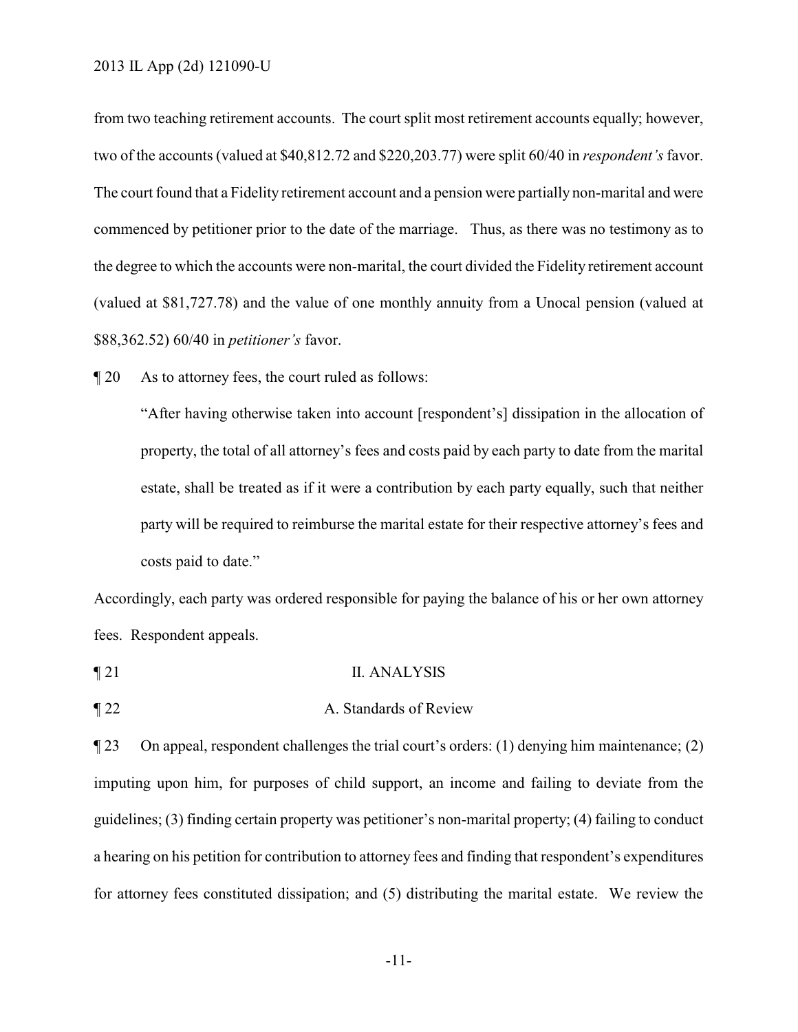from two teaching retirement accounts. The court split most retirement accounts equally; however, two of the accounts (valued at $40,812.72 and $220,203.77) were split 60/40 in *respondent's* favor. The court found that a Fidelity retirement account and a pension were partially non-marital and were commenced by petitioner prior to the date of the marriage. Thus, as there was no testimony as to the degree to which the accounts were non-marital, the court divided the Fidelity retirement account (valued at $81,727.78) and the value of one monthly annuity from a Unocal pension (valued at $88,362.52) 60/40 in *petitioner's* favor.

¶ 20 As to attorney fees, the court ruled as follows:

> "After having otherwise taken into account [respondent's] dissipation in the allocation of property, the total of all attorney's fees and costs paid by each party to date from the marital estate, shall be treated as if it were a contribution by each party equally, such that neither party will be required to reimburse the marital estate for their respective attorney's fees and costs paid to date."

Accordingly, each party was ordered responsible for paying the balance of his or her own attorney fees. Respondent appeals.

## ¶ 21 II. ANALYSIS

### ¶ 22 A. Standards of Review

¶ 23 On appeal, respondent challenges the trial court's orders: (1) denying him maintenance; (2) imputing upon him, for purposes of child support, an income and failing to deviate from the guidelines; (3) finding certain property was petitioner's non-marital property; (4) failing to conduct a hearing on his petition for contribution to attorney fees and finding that respondent's expenditures for attorney fees constituted dissipation; and (5) distributing the marital estate. We review the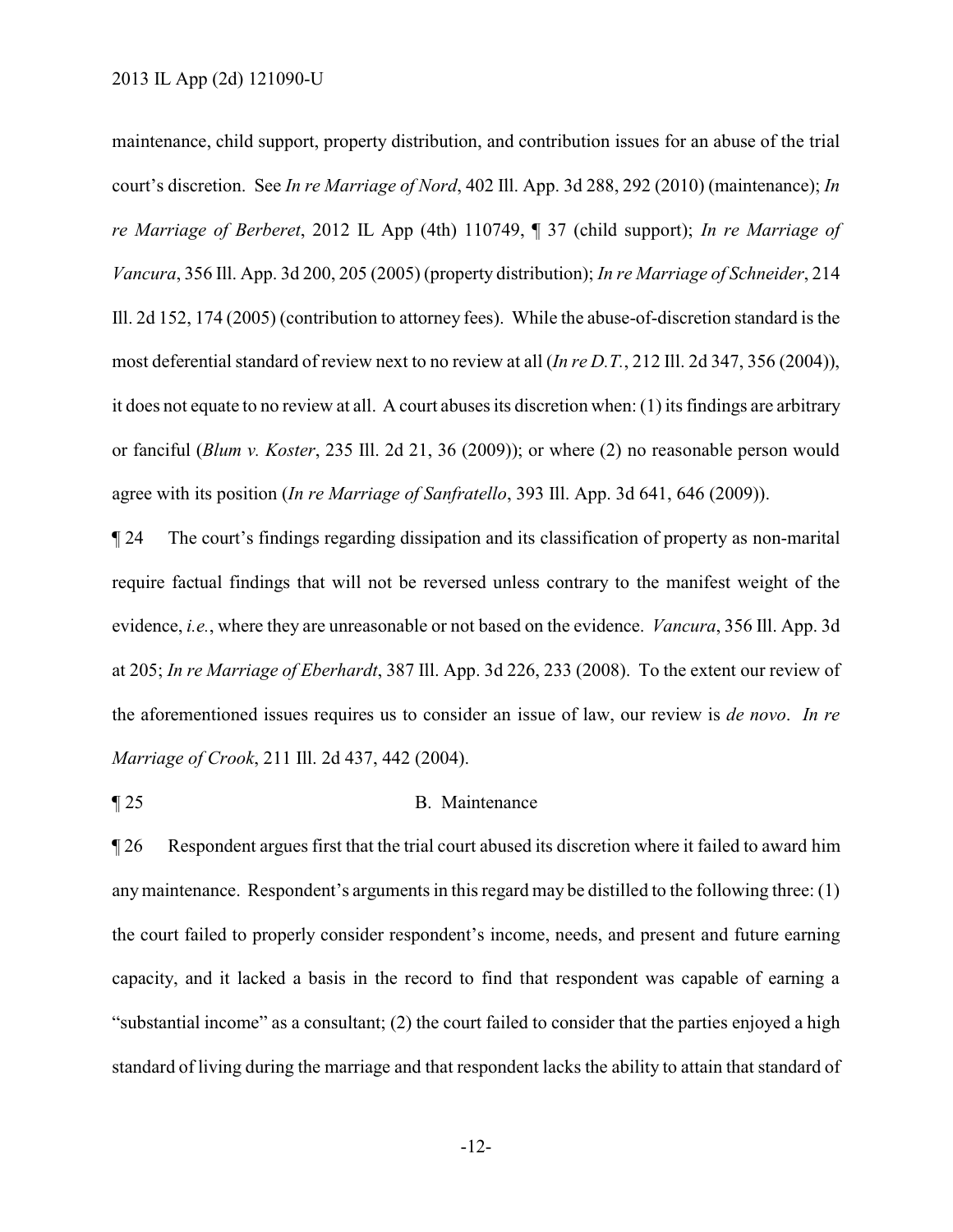maintenance, child support, property distribution, and contribution issues for an abuse of the trial court's discretion. See *In re Marriage of Nord*, 402 Ill. App. 3d 288, 292 (2010) (maintenance); *In re Marriage of Berberet*, 2012 IL App (4th) 110749, ¶ 37 (child support); *In re Marriage of Vancura*, 356 Ill. App. 3d 200, 205 (2005) (property distribution); *In re Marriage of Schneider*, 214 Ill. 2d 152, 174 (2005) (contribution to attorney fees). While the abuse-of-discretion standard is the most deferential standard of review next to no review at all (*In re D.T.*, 212 Ill. 2d 347, 356 (2004)), it does not equate to no review at all. A court abuses its discretion when: (1) its findings are arbitrary or fanciful (*Blum v. Koster*, 235 Ill. 2d 21, 36 (2009)); or where (2) no reasonable person would agree with its position (*In re Marriage of Sanfratello*, 393 Ill. App. 3d 641, 646 (2009)).

¶ 24 The court's findings regarding dissipation and its classification of property as non-marital require factual findings that will not be reversed unless contrary to the manifest weight of the evidence, *i.e.*, where they are unreasonable or not based on the evidence. *Vancura*, 356 Ill. App. 3d at 205; *In re Marriage of Eberhardt*, 387 Ill. App. 3d 226, 233 (2008). To the extent our review of the aforementioned issues requires us to consider an issue of law, our review is *de novo*. *In re Marriage of Crook*, 211 Ill. 2d 437, 442 (2004).

¶ 25 B. Maintenance

¶ 26 Respondent argues first that the trial court abused its discretion where it failed to award him any maintenance. Respondent's arguments in this regard may be distilled to the following three: (1) the court failed to properly consider respondent's income, needs, and present and future earning capacity, and it lacked a basis in the record to find that respondent was capable of earning a "substantial income" as a consultant; (2) the court failed to consider that the parties enjoyed a high standard of living during the marriage and that respondent lacks the ability to attain that standard of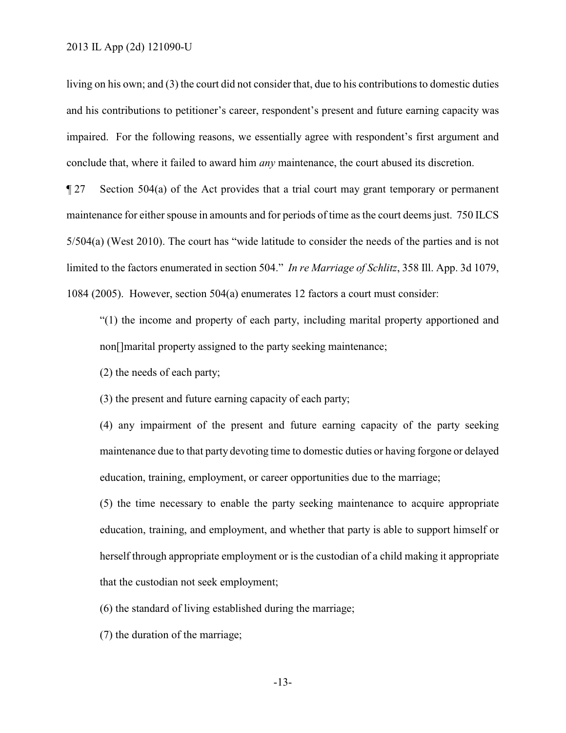living on his own; and (3) the court did not consider that, due to his contributions to domestic duties and his contributions to petitioner's career, respondent's present and future earning capacity was impaired. For the following reasons, we essentially agree with respondent's first argument and conclude that, where it failed to award him *any* maintenance, the court abused its discretion.

¶ 27 Section 504(a) of the Act provides that a trial court may grant temporary or permanent maintenance for either spouse in amounts and for periods of time as the court deems just. 750 ILCS 5/504(a) (West 2010). The court has "wide latitude to consider the needs of the parties and is not limited to the factors enumerated in section 504." *In re Marriage of Schlitz*, 358 Ill. App. 3d 1079, 1084 (2005). However, section 504(a) enumerates 12 factors a court must consider:

> "(1) the income and property of each party, including marital property apportioned and non[]marital property assigned to the party seeking maintenance;
>
> (2) the needs of each party;
>
> (3) the present and future earning capacity of each party;
>
> (4) any impairment of the present and future earning capacity of the party seeking maintenance due to that party devoting time to domestic duties or having forgone or delayed education, training, employment, or career opportunities due to the marriage;
>
> (5) the time necessary to enable the party seeking maintenance to acquire appropriate education, training, and employment, and whether that party is able to support himself or herself through appropriate employment or is the custodian of a child making it appropriate that the custodian not seek employment;
>
> (6) the standard of living established during the marriage;
>
> (7) the duration of the marriage;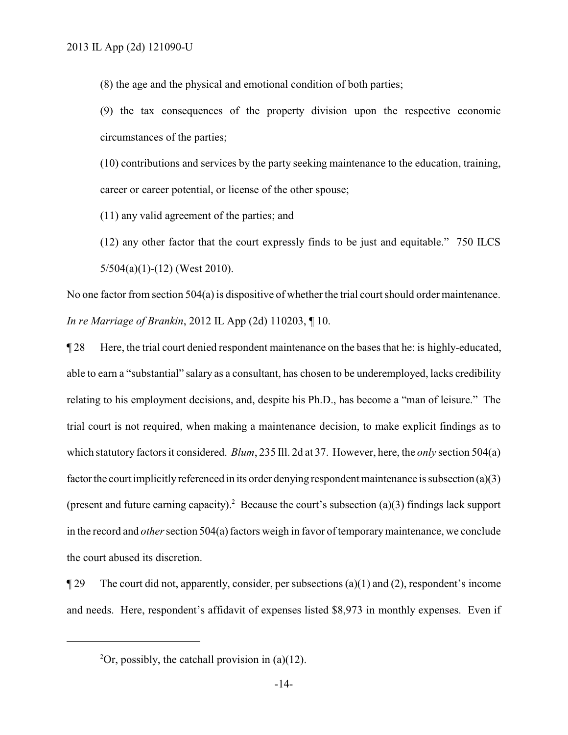(8) the age and the physical and emotional condition of both parties;

(9) the tax consequences of the property division upon the respective economic circumstances of the parties;

(10) contributions and services by the party seeking maintenance to the education, training, career or career potential, or license of the other spouse;

(11) any valid agreement of the parties; and

(12) any other factor that the court expressly finds to be just and equitable." 750 ILCS 5/504(a)(1)-(12) (West 2010).

No one factor from section 504(a) is dispositive of whether the trial court should order maintenance. *In re Marriage of Brankin*, 2012 IL App (2d) 110203, ¶ 10.

¶ 28 Here, the trial court denied respondent maintenance on the bases that he: is highly-educated, able to earn a "substantial" salary as a consultant, has chosen to be underemployed, lacks credibility relating to his employment decisions, and, despite his Ph.D., has become a "man of leisure." The trial court is not required, when making a maintenance decision, to make explicit findings as to which statutory factors it considered. *Blum*, 235 Ill. 2d at 37. However, here, the *only* section 504(a) factor the court implicitly referenced in its order denying respondent maintenance is subsection (a)(3) (present and future earning capacity).[2] Because the court's subsection (a)(3) findings lack support in the record and *other* section 504(a) factors weigh in favor of temporary maintenance, we conclude the court abused its discretion.

¶ 29 The court did not, apparently, consider, per subsections (a)(1) and (2), respondent's income and needs. Here, respondent's affidavit of expenses listed $8,973 in monthly expenses. Even if

[2] Or, possibly, the catchall provision in (a)(12).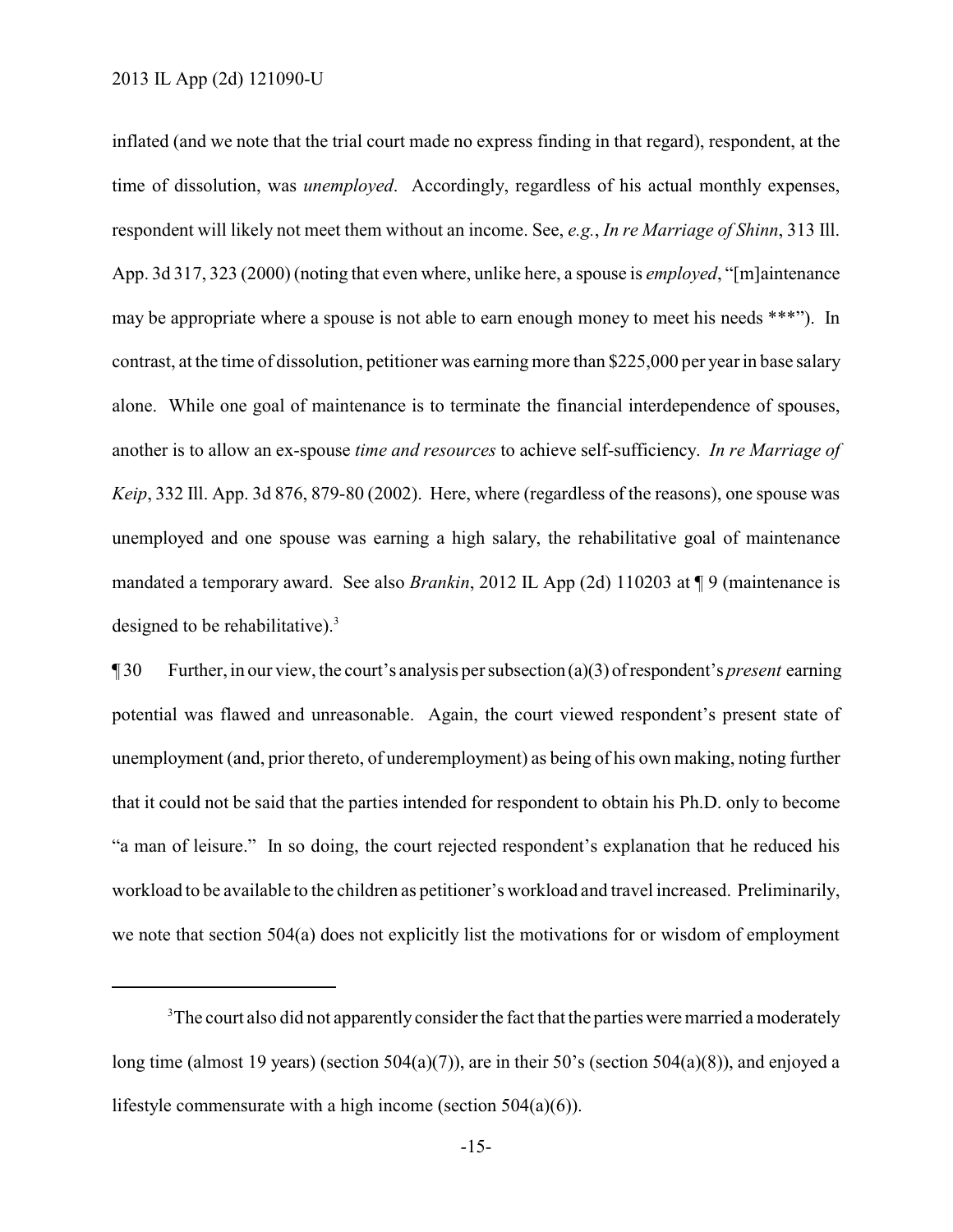inflated (and we note that the trial court made no express finding in that regard), respondent, at the time of dissolution, was *unemployed*. Accordingly, regardless of his actual monthly expenses, respondent will likely not meet them without an income. See, *e.g.*, *In re Marriage of Shinn*, 313 Ill. App. 3d 317, 323 (2000) (noting that even where, unlike here, a spouse is *employed*, "[m]aintenance may be appropriate where a spouse is not able to earn enough money to meet his needs ***"). In contrast, at the time of dissolution, petitioner was earning more than \$225,000 per year in base salary alone. While one goal of maintenance is to terminate the financial interdependence of spouses, another is to allow an ex-spouse *time and resources* to achieve self-sufficiency. *In re Marriage of Keip*, 332 Ill. App. 3d 876, 879-80 (2002). Here, where (regardless of the reasons), one spouse was unemployed and one spouse was earning a high salary, the rehabilitative goal of maintenance mandated a temporary award. See also *Brankin*, 2012 IL App (2d) 110203 at ¶ 9 (maintenance is designed to be rehabilitative).[3]

¶ 30 Further, in our view, the court's analysis per subsection (a)(3) of respondent's *present* earning potential was flawed and unreasonable. Again, the court viewed respondent's present state of unemployment (and, prior thereto, of underemployment) as being of his own making, noting further that it could not be said that the parties intended for respondent to obtain his Ph.D. only to become "a man of leisure." In so doing, the court rejected respondent's explanation that he reduced his workload to be available to the children as petitioner's workload and travel increased. Preliminarily, we note that section 504(a) does not explicitly list the motivations for or wisdom of employment

---

[3] The court also did not apparently consider the fact that the parties were married a moderately long time (almost 19 years) (section 504(a)(7)), are in their 50's (section 504(a)(8)), and enjoyed a lifestyle commensurate with a high income (section 504(a)(6)).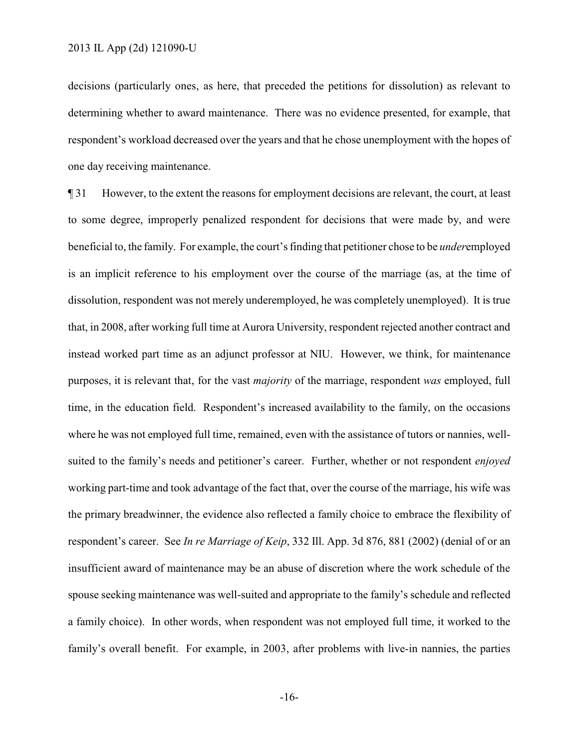decisions (particularly ones, as here, that preceded the petitions for dissolution) as relevant to determining whether to award maintenance. There was no evidence presented, for example, that respondent's workload decreased over the years and that he chose unemployment with the hopes of one day receiving maintenance.

¶ 31 However, to the extent the reasons for employment decisions are relevant, the court, at least to some degree, improperly penalized respondent for decisions that were made by, and were beneficial to, the family. For example, the court's finding that petitioner chose to be *under*employed is an implicit reference to his employment over the course of the marriage (as, at the time of dissolution, respondent was not merely underemployed, he was completely unemployed). It is true that, in 2008, after working full time at Aurora University, respondent rejected another contract and instead worked part time as an adjunct professor at NIU. However, we think, for maintenance purposes, it is relevant that, for the vast *majority* of the marriage, respondent *was* employed, full time, in the education field. Respondent's increased availability to the family, on the occasions where he was not employed full time, remained, even with the assistance of tutors or nannies, well-suited to the family's needs and petitioner's career. Further, whether or not respondent *enjoyed* working part-time and took advantage of the fact that, over the course of the marriage, his wife was the primary breadwinner, the evidence also reflected a family choice to embrace the flexibility of respondent's career. See *In re Marriage of Keip*, 332 Ill. App. 3d 876, 881 (2002) (denial of or an insufficient award of maintenance may be an abuse of discretion where the work schedule of the spouse seeking maintenance was well-suited and appropriate to the family's schedule and reflected a family choice). In other words, when respondent was not employed full time, it worked to the family's overall benefit. For example, in 2003, after problems with live-in nannies, the parties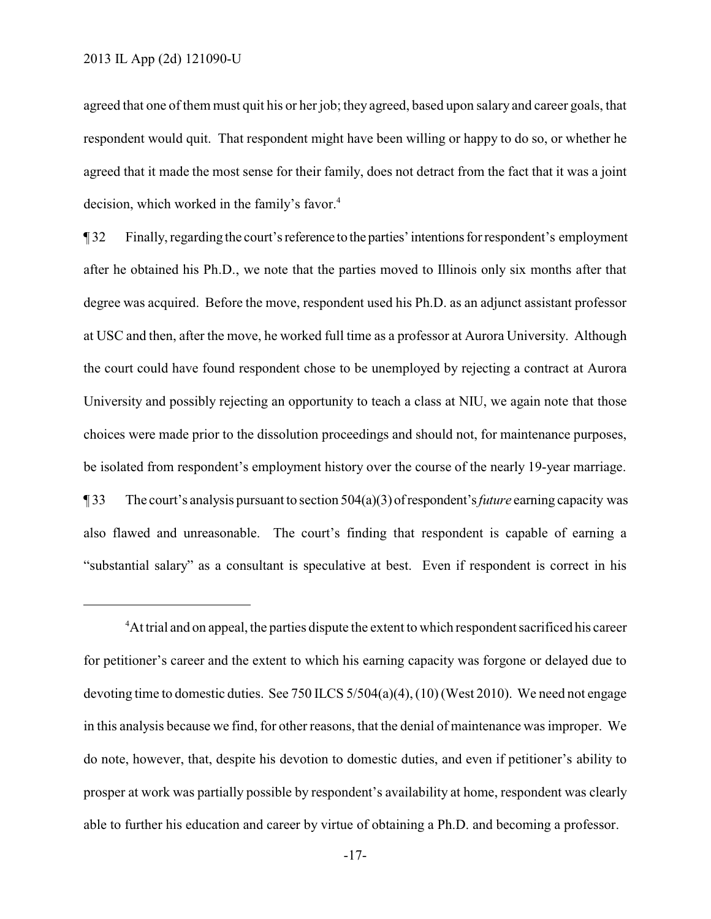agreed that one of them must quit his or her job; they agreed, based upon salary and career goals, that respondent would quit. That respondent might have been willing or happy to do so, or whether he agreed that it made the most sense for their family, does not detract from the fact that it was a joint decision, which worked in the family's favor.[4]

¶ 32 Finally, regarding the court's reference to the parties' intentions for respondent's employment after he obtained his Ph.D., we note that the parties moved to Illinois only six months after that degree was acquired. Before the move, respondent used his Ph.D. as an adjunct assistant professor at USC and then, after the move, he worked full time as a professor at Aurora University. Although the court could have found respondent chose to be unemployed by rejecting a contract at Aurora University and possibly rejecting an opportunity to teach a class at NIU, we again note that those choices were made prior to the dissolution proceedings and should not, for maintenance purposes, be isolated from respondent's employment history over the course of the nearly 19-year marriage.

¶ 33 The court's analysis pursuant to section 504(a)(3) of respondent's *future* earning capacity was also flawed and unreasonable. The court's finding that respondent is capable of earning a "substantial salary" as a consultant is speculative at best. Even if respondent is correct in his

---

[4]At trial and on appeal, the parties dispute the extent to which respondent sacrificed his career for petitioner's career and the extent to which his earning capacity was forgone or delayed due to devoting time to domestic duties. See 750 ILCS 5/504(a)(4), (10) (West 2010). We need not engage in this analysis because we find, for other reasons, that the denial of maintenance was improper. We do note, however, that, despite his devotion to domestic duties, and even if petitioner's ability to prosper at work was partially possible by respondent's availability at home, respondent was clearly able to further his education and career by virtue of obtaining a Ph.D. and becoming a professor.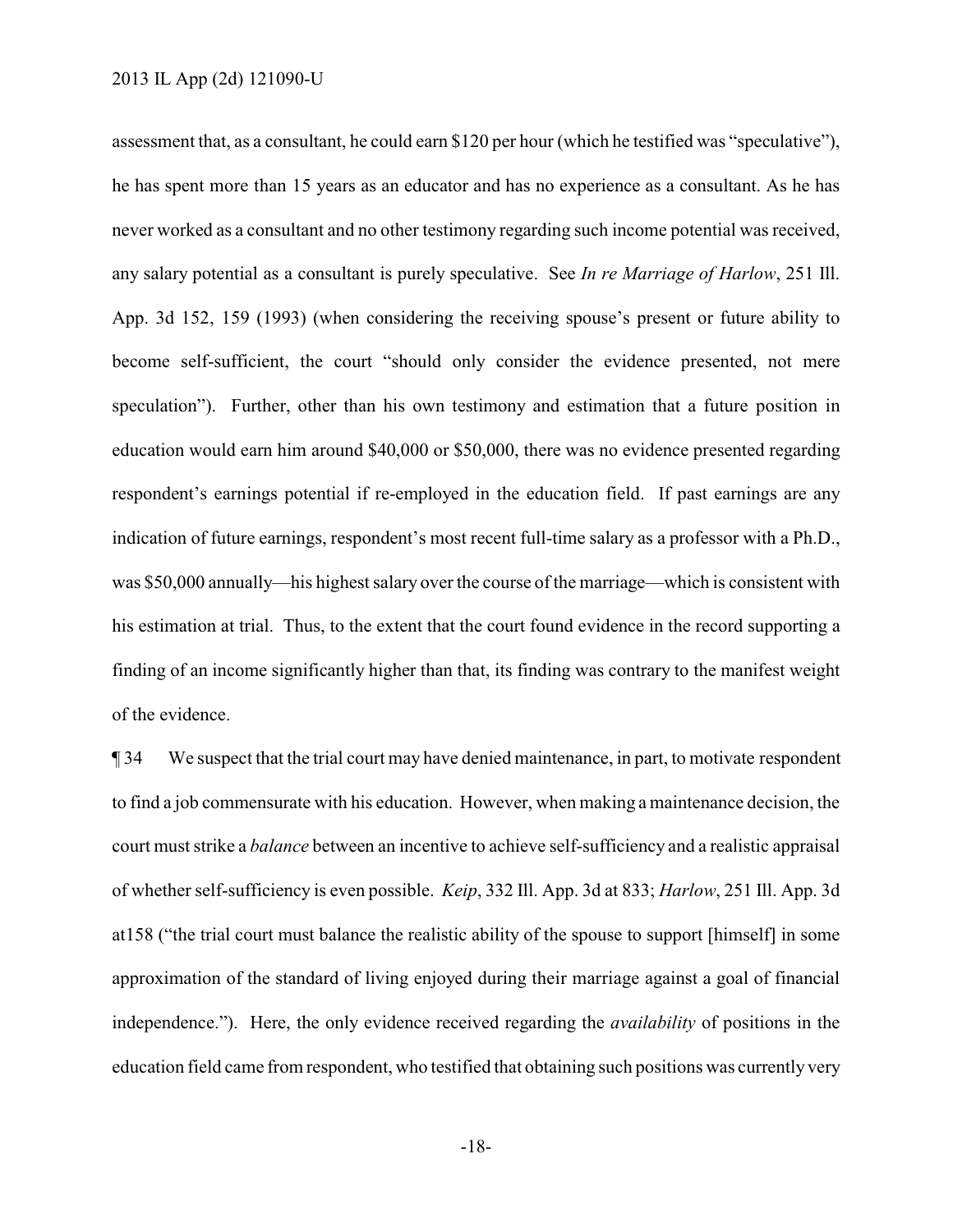assessment that, as a consultant, he could earn $120 per hour (which he testified was "speculative"), he has spent more than 15 years as an educator and has no experience as a consultant. As he has never worked as a consultant and no other testimony regarding such income potential was received, any salary potential as a consultant is purely speculative. See *In re Marriage of Harlow*, 251 Ill. App. 3d 152, 159 (1993) (when considering the receiving spouse's present or future ability to become self-sufficient, the court "should only consider the evidence presented, not mere speculation"). Further, other than his own testimony and estimation that a future position in education would earn him around $40,000 or $50,000, there was no evidence presented regarding respondent's earnings potential if re-employed in the education field. If past earnings are any indication of future earnings, respondent's most recent full-time salary as a professor with a Ph.D., was $50,000 annually—his highest salary over the course of the marriage—which is consistent with his estimation at trial. Thus, to the extent that the court found evidence in the record supporting a finding of an income significantly higher than that, its finding was contrary to the manifest weight of the evidence.

¶ 34 We suspect that the trial court may have denied maintenance, in part, to motivate respondent to find a job commensurate with his education. However, when making a maintenance decision, the court must strike a *balance* between an incentive to achieve self-sufficiency and a realistic appraisal of whether self-sufficiency is even possible. *Keip*, 332 Ill. App. 3d at 833; *Harlow*, 251 Ill. App. 3d at158 ("the trial court must balance the realistic ability of the spouse to support [himself] in some approximation of the standard of living enjoyed during their marriage against a goal of financial independence."). Here, the only evidence received regarding the *availability* of positions in the education field came from respondent, who testified that obtaining such positions was currently very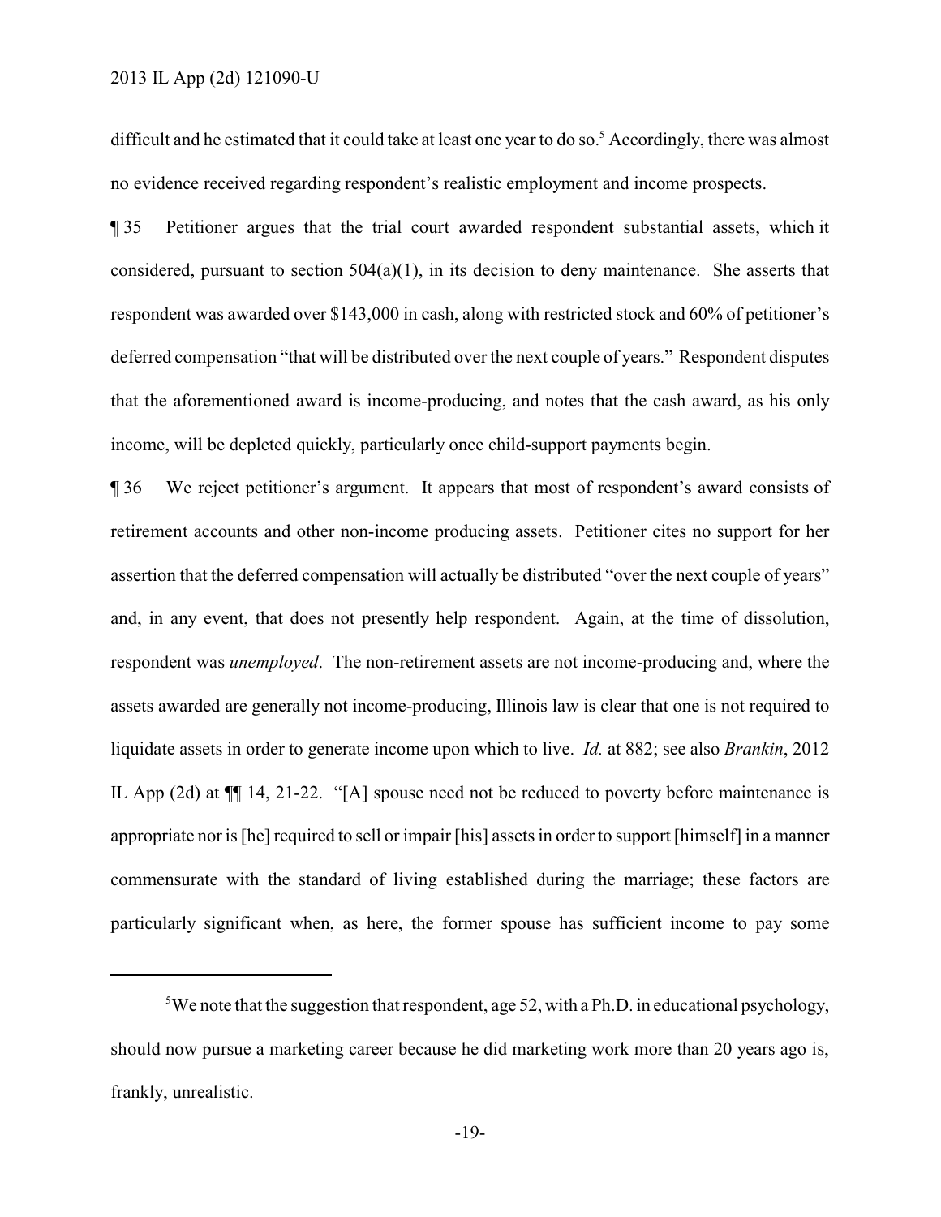difficult and he estimated that it could take at least one year to do so.[5] Accordingly, there was almost no evidence received regarding respondent's realistic employment and income prospects.

¶ 35 Petitioner argues that the trial court awarded respondent substantial assets, which it considered, pursuant to section 504(a)(1), in its decision to deny maintenance. She asserts that respondent was awarded over $143,000 in cash, along with restricted stock and 60% of petitioner's deferred compensation "that will be distributed over the next couple of years." Respondent disputes that the aforementioned award is income-producing, and notes that the cash award, as his only income, will be depleted quickly, particularly once child-support payments begin.

¶ 36 We reject petitioner's argument. It appears that most of respondent's award consists of retirement accounts and other non-income producing assets. Petitioner cites no support for her assertion that the deferred compensation will actually be distributed "over the next couple of years" and, in any event, that does not presently help respondent. Again, at the time of dissolution, respondent was *unemployed*. The non-retirement assets are not income-producing and, where the assets awarded are generally not income-producing, Illinois law is clear that one is not required to liquidate assets in order to generate income upon which to live. *Id.* at 882; see also *Brankin*, 2012 IL App (2d) at ¶¶ 14, 21-22. "[A] spouse need not be reduced to poverty before maintenance is appropriate nor is [he] required to sell or impair [his] assets in order to support [himself] in a manner commensurate with the standard of living established during the marriage; these factors are particularly significant when, as here, the former spouse has sufficient income to pay some

---

[5]We note that the suggestion that respondent, age 52, with a Ph.D. in educational psychology, should now pursue a marketing career because he did marketing work more than 20 years ago is, frankly, unrealistic.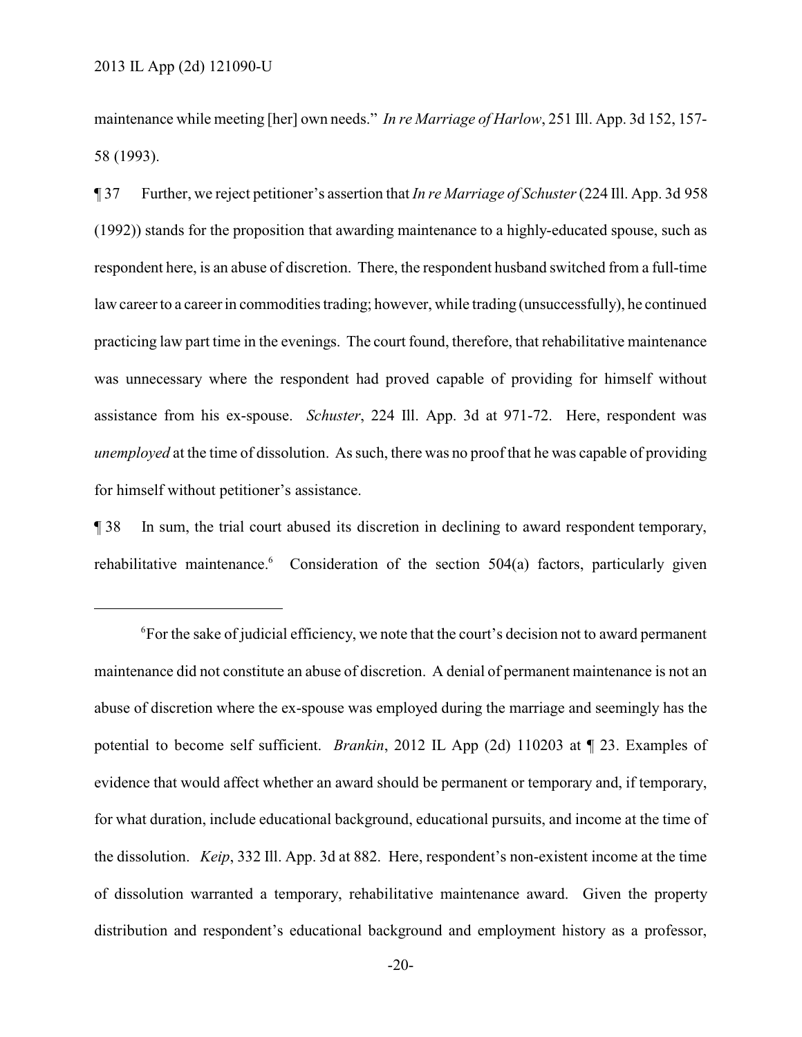maintenance while meeting [her] own needs." *In re Marriage of Harlow*, 251 Ill. App. 3d 152, 157-58 (1993).

¶ 37 Further, we reject petitioner's assertion that *In re Marriage of Schuster* (224 Ill. App. 3d 958 (1992)) stands for the proposition that awarding maintenance to a highly-educated spouse, such as respondent here, is an abuse of discretion. There, the respondent husband switched from a full-time law career to a career in commodities trading; however, while trading (unsuccessfully), he continued practicing law part time in the evenings. The court found, therefore, that rehabilitative maintenance was unnecessary where the respondent had proved capable of providing for himself without assistance from his ex-spouse. *Schuster*, 224 Ill. App. 3d at 971-72. Here, respondent was *unemployed* at the time of dissolution. As such, there was no proof that he was capable of providing for himself without petitioner's assistance.

¶ 38 In sum, the trial court abused its discretion in declining to award respondent temporary, rehabilitative maintenance.[6] Consideration of the section 504(a) factors, particularly given

---

[6]For the sake of judicial efficiency, we note that the court's decision not to award permanent maintenance did not constitute an abuse of discretion. A denial of permanent maintenance is not an abuse of discretion where the ex-spouse was employed during the marriage and seemingly has the potential to become self sufficient. *Brankin*, 2012 IL App (2d) 110203 at ¶ 23. Examples of evidence that would affect whether an award should be permanent or temporary and, if temporary, for what duration, include educational background, educational pursuits, and income at the time of the dissolution. *Keip*, 332 Ill. App. 3d at 882. Here, respondent's non-existent income at the time of dissolution warranted a temporary, rehabilitative maintenance award. Given the property distribution and respondent's educational background and employment history as a professor,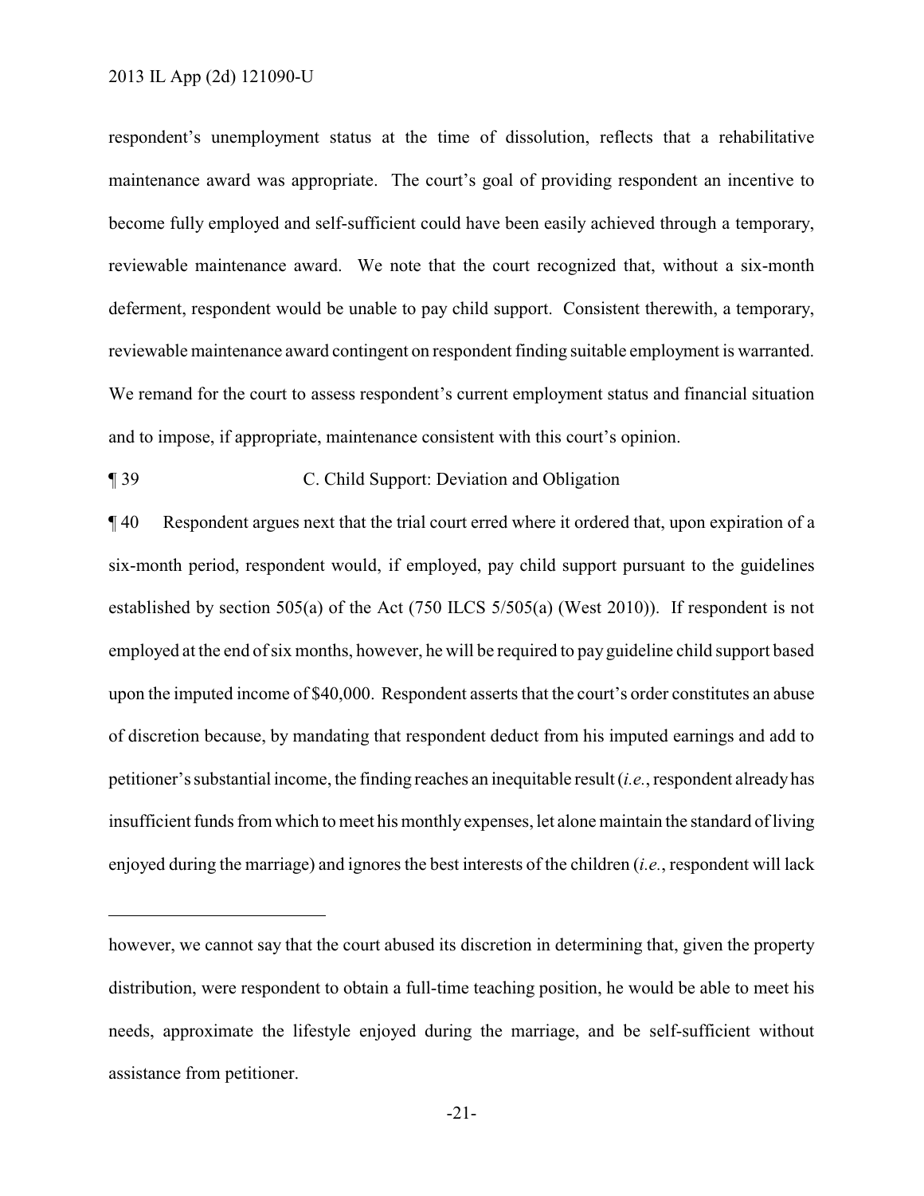respondent's unemployment status at the time of dissolution, reflects that a rehabilitative maintenance award was appropriate. The court's goal of providing respondent an incentive to become fully employed and self-sufficient could have been easily achieved through a temporary, reviewable maintenance award. We note that the court recognized that, without a six-month deferment, respondent would be unable to pay child support. Consistent therewith, a temporary, reviewable maintenance award contingent on respondent finding suitable employment is warranted. We remand for the court to assess respondent's current employment status and financial situation and to impose, if appropriate, maintenance consistent with this court's opinion.

¶ 39 C. Child Support: Deviation and Obligation

¶ 40 Respondent argues next that the trial court erred where it ordered that, upon expiration of a six-month period, respondent would, if employed, pay child support pursuant to the guidelines established by section 505(a) of the Act (750 ILCS 5/505(a) (West 2010)). If respondent is not employed at the end of six months, however, he will be required to pay guideline child support based upon the imputed income of $40,000. Respondent asserts that the court's order constitutes an abuse of discretion because, by mandating that respondent deduct from his imputed earnings and add to petitioner's substantial income, the finding reaches an inequitable result (*i.e.*, respondent already has insufficient funds from which to meet his monthly expenses, let alone maintain the standard of living enjoyed during the marriage) and ignores the best interests of the children (*i.e.*, respondent will lack

---

however, we cannot say that the court abused its discretion in determining that, given the property distribution, were respondent to obtain a full-time teaching position, he would be able to meet his needs, approximate the lifestyle enjoyed during the marriage, and be self-sufficient without assistance from petitioner.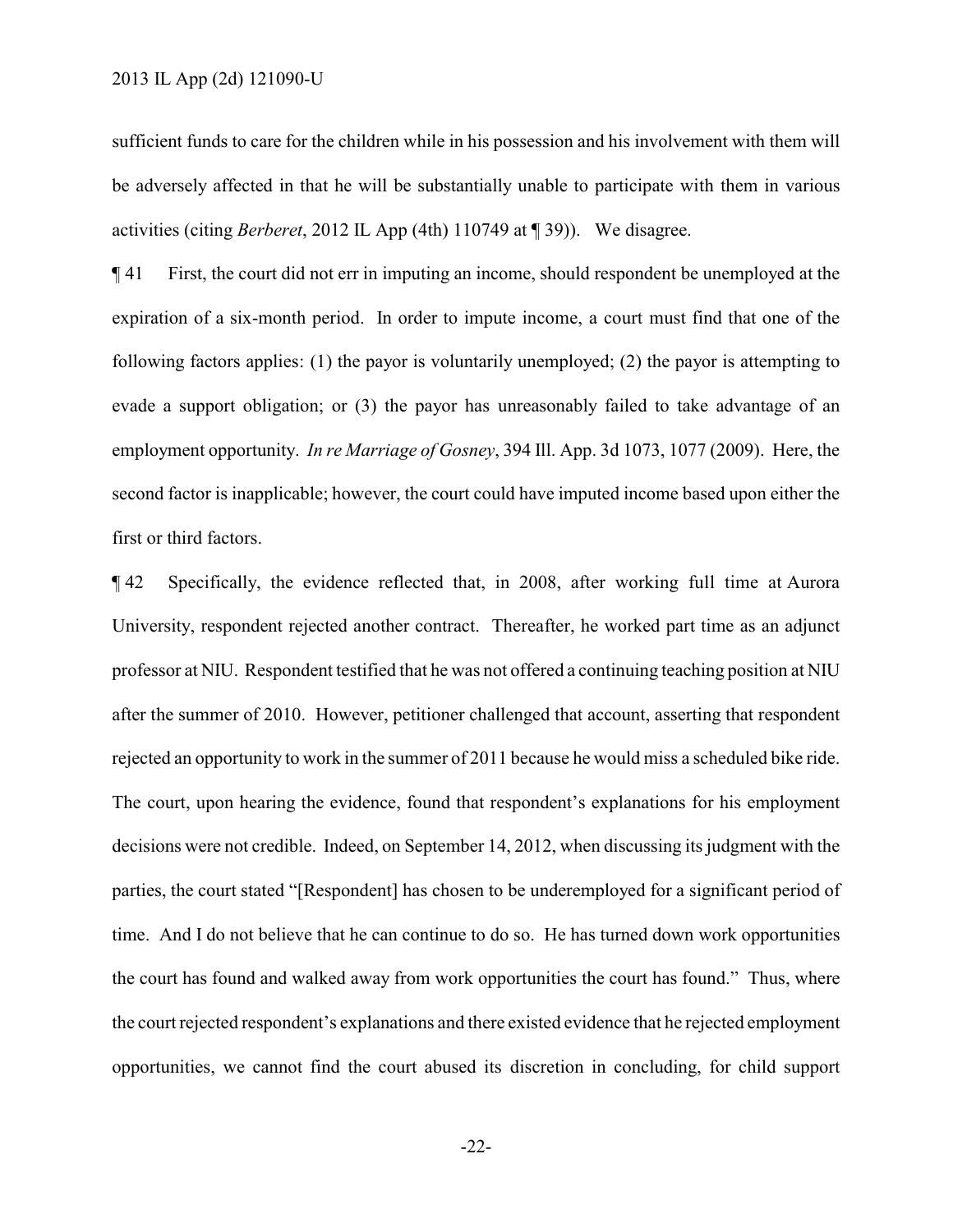sufficient funds to care for the children while in his possession and his involvement with them will be adversely affected in that he will be substantially unable to participate with them in various activities (citing *Berberet*, 2012 IL App (4th) 110749 at ¶ 39)). We disagree.

¶ 41 First, the court did not err in imputing an income, should respondent be unemployed at the expiration of a six-month period. In order to impute income, a court must find that one of the following factors applies: (1) the payor is voluntarily unemployed; (2) the payor is attempting to evade a support obligation; or (3) the payor has unreasonably failed to take advantage of an employment opportunity. *In re Marriage of Gosney*, 394 Ill. App. 3d 1073, 1077 (2009). Here, the second factor is inapplicable; however, the court could have imputed income based upon either the first or third factors.

¶ 42 Specifically, the evidence reflected that, in 2008, after working full time at Aurora University, respondent rejected another contract. Thereafter, he worked part time as an adjunct professor at NIU. Respondent testified that he was not offered a continuing teaching position at NIU after the summer of 2010. However, petitioner challenged that account, asserting that respondent rejected an opportunity to work in the summer of 2011 because he would miss a scheduled bike ride. The court, upon hearing the evidence, found that respondent's explanations for his employment decisions were not credible. Indeed, on September 14, 2012, when discussing its judgment with the parties, the court stated "[Respondent] has chosen to be underemployed for a significant period of time. And I do not believe that he can continue to do so. He has turned down work opportunities the court has found and walked away from work opportunities the court has found." Thus, where the court rejected respondent's explanations and there existed evidence that he rejected employment opportunities, we cannot find the court abused its discretion in concluding, for child support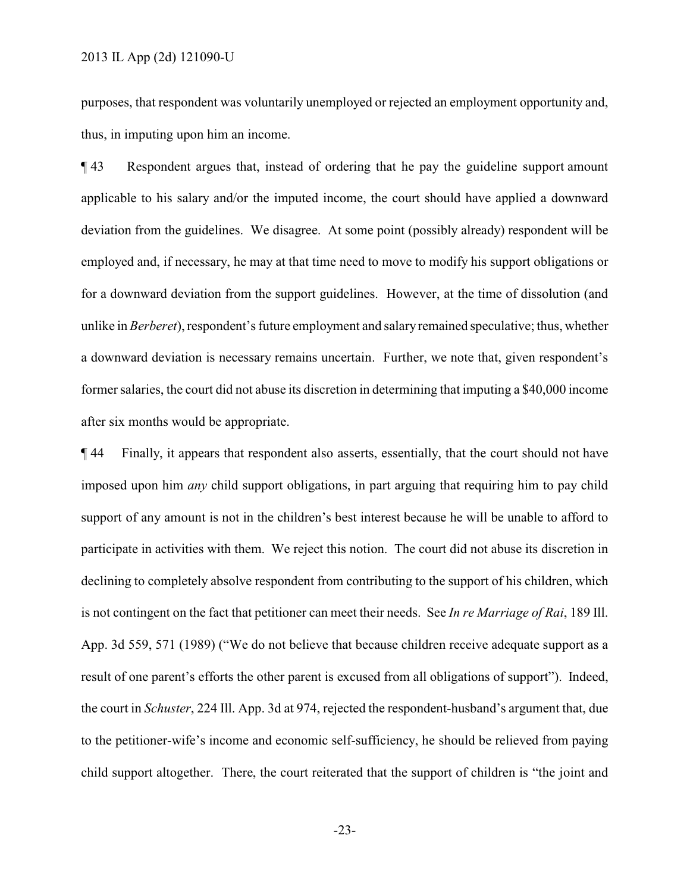purposes, that respondent was voluntarily unemployed or rejected an employment opportunity and, thus, in imputing upon him an income.

¶ 43 Respondent argues that, instead of ordering that he pay the guideline support amount applicable to his salary and/or the imputed income, the court should have applied a downward deviation from the guidelines. We disagree. At some point (possibly already) respondent will be employed and, if necessary, he may at that time need to move to modify his support obligations or for a downward deviation from the support guidelines. However, at the time of dissolution (and unlike in *Berberet*), respondent's future employment and salary remained speculative; thus, whether a downward deviation is necessary remains uncertain. Further, we note that, given respondent's former salaries, the court did not abuse its discretion in determining that imputing a $40,000 income after six months would be appropriate.

¶ 44 Finally, it appears that respondent also asserts, essentially, that the court should not have imposed upon him *any* child support obligations, in part arguing that requiring him to pay child support of any amount is not in the children's best interest because he will be unable to afford to participate in activities with them. We reject this notion. The court did not abuse its discretion in declining to completely absolve respondent from contributing to the support of his children, which is not contingent on the fact that petitioner can meet their needs. See *In re Marriage of Rai*, 189 Ill. App. 3d 559, 571 (1989) ("We do not believe that because children receive adequate support as a result of one parent's efforts the other parent is excused from all obligations of support"). Indeed, the court in *Schuster*, 224 Ill. App. 3d at 974, rejected the respondent-husband's argument that, due to the petitioner-wife's income and economic self-sufficiency, he should be relieved from paying child support altogether. There, the court reiterated that the support of children is "the joint and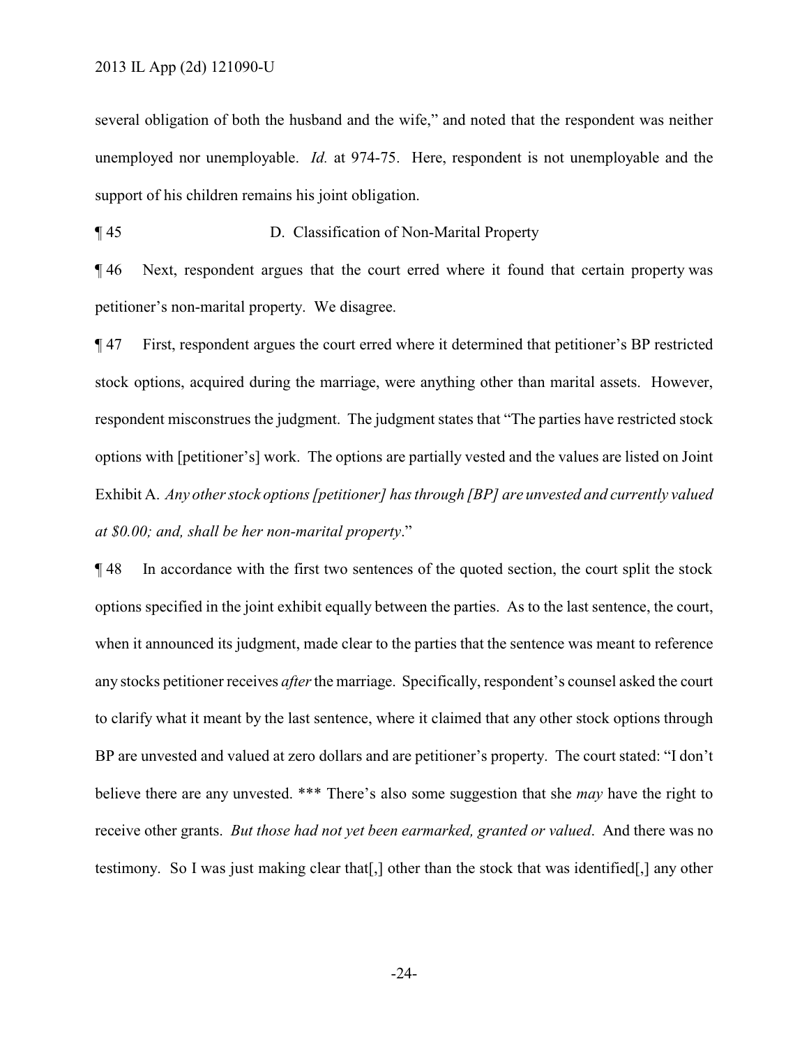several obligation of both the husband and the wife," and noted that the respondent was neither unemployed nor unemployable. *Id.* at 974-75. Here, respondent is not unemployable and the support of his children remains his joint obligation.

¶ 45 D. Classification of Non-Marital Property

¶ 46 Next, respondent argues that the court erred where it found that certain property was petitioner's non-marital property. We disagree.

¶ 47 First, respondent argues the court erred where it determined that petitioner's BP restricted stock options, acquired during the marriage, were anything other than marital assets. However, respondent misconstrues the judgment. The judgment states that "The parties have restricted stock options with [petitioner's] work. The options are partially vested and the values are listed on Joint Exhibit A. *Any other stock options [petitioner] has through [BP] are unvested and currently valued at $0.00; and, shall be her non-marital property*."

¶ 48 In accordance with the first two sentences of the quoted section, the court split the stock options specified in the joint exhibit equally between the parties. As to the last sentence, the court, when it announced its judgment, made clear to the parties that the sentence was meant to reference any stocks petitioner receives *after* the marriage. Specifically, respondent's counsel asked the court to clarify what it meant by the last sentence, where it claimed that any other stock options through BP are unvested and valued at zero dollars and are petitioner's property. The court stated: "I don't believe there are any unvested. *** There's also some suggestion that she *may* have the right to receive other grants. *But those had not yet been earmarked, granted or valued*. And there was no testimony. So I was just making clear that[,] other than the stock that was identified[,] any other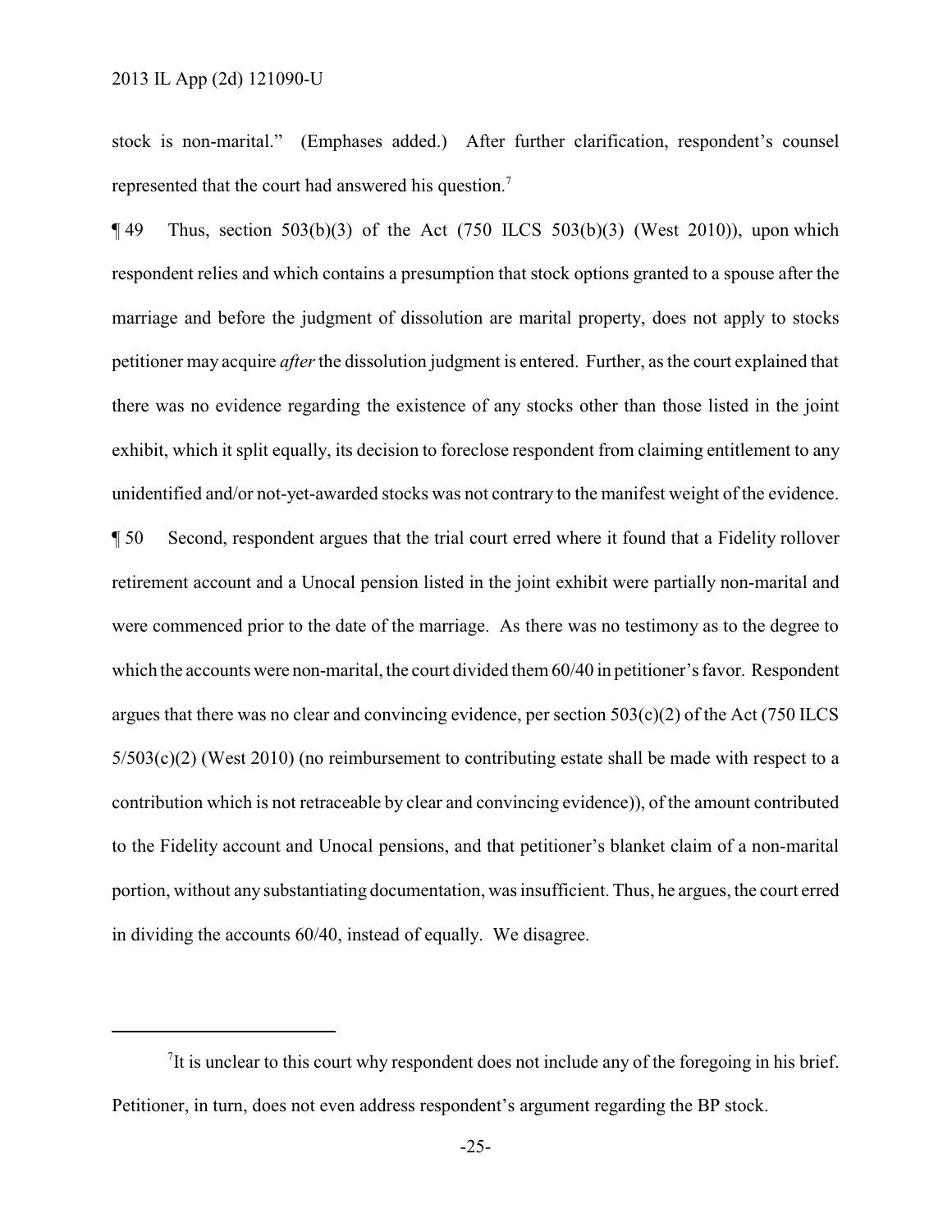stock is non-marital." (Emphases added.) After further clarification, respondent's counsel represented that the court had answered his question.[7]

¶ 49 Thus, section 503(b)(3) of the Act (750 ILCS 503(b)(3) (West 2010)), upon which respondent relies and which contains a presumption that stock options granted to a spouse after the marriage and before the judgment of dissolution are marital property, does not apply to stocks petitioner may acquire *after* the dissolution judgment is entered. Further, as the court explained that there was no evidence regarding the existence of any stocks other than those listed in the joint exhibit, which it split equally, its decision to foreclose respondent from claiming entitlement to any unidentified and/or not-yet-awarded stocks was not contrary to the manifest weight of the evidence.

¶ 50 Second, respondent argues that the trial court erred where it found that a Fidelity rollover retirement account and a Unocal pension listed in the joint exhibit were partially non-marital and were commenced prior to the date of the marriage. As there was no testimony as to the degree to which the accounts were non-marital, the court divided them 60/40 in petitioner's favor. Respondent argues that there was no clear and convincing evidence, per section 503(c)(2) of the Act (750 ILCS 5/503(c)(2) (West 2010) (no reimbursement to contributing estate shall be made with respect to a contribution which is not retraceable by clear and convincing evidence)), of the amount contributed to the Fidelity account and Unocal pensions, and that petitioner's blanket claim of a non-marital portion, without any substantiating documentation, was insufficient. Thus, he argues, the court erred in dividing the accounts 60/40, instead of equally. We disagree.

---

[7]It is unclear to this court why respondent does not include any of the foregoing in his brief. Petitioner, in turn, does not even address respondent's argument regarding the BP stock.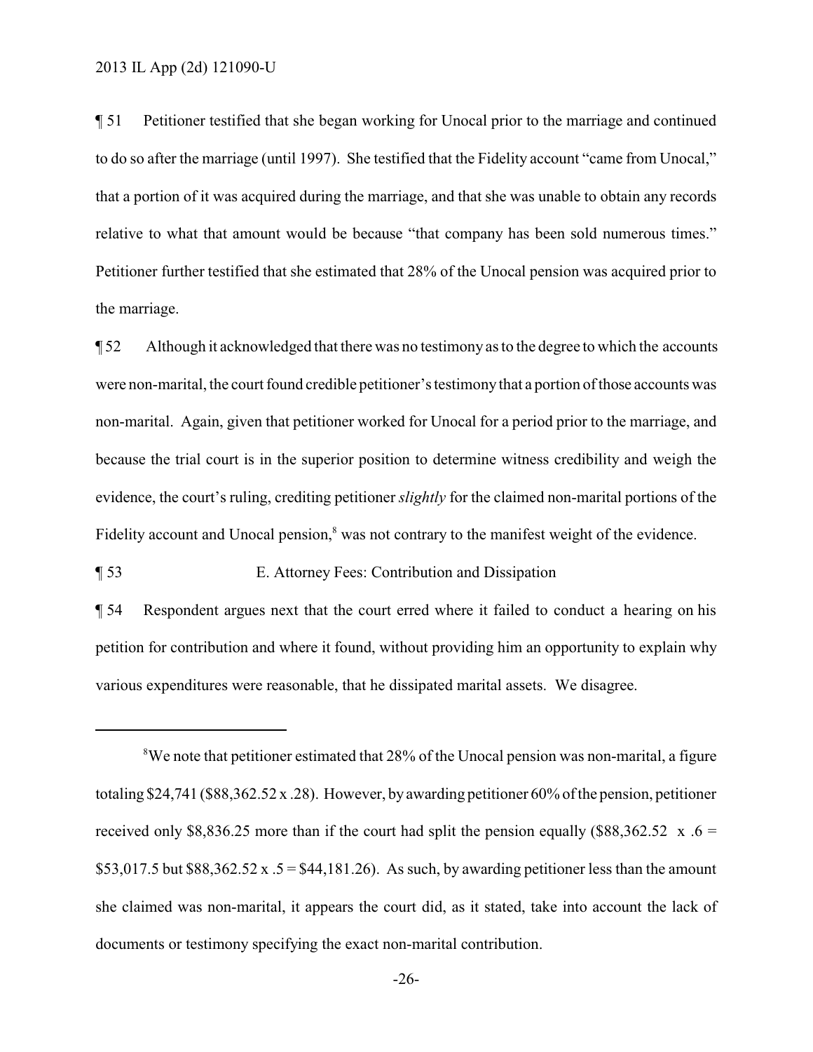¶ 51 Petitioner testified that she began working for Unocal prior to the marriage and continued to do so after the marriage (until 1997). She testified that the Fidelity account "came from Unocal," that a portion of it was acquired during the marriage, and that she was unable to obtain any records relative to what that amount would be because "that company has been sold numerous times." Petitioner further testified that she estimated that 28% of the Unocal pension was acquired prior to the marriage.

¶ 52 Although it acknowledged that there was no testimony as to the degree to which the accounts were non-marital, the court found credible petitioner's testimony that a portion of those accounts was non-marital. Again, given that petitioner worked for Unocal for a period prior to the marriage, and because the trial court is in the superior position to determine witness credibility and weigh the evidence, the court's ruling, crediting petitioner *slightly* for the claimed non-marital portions of the Fidelity account and Unocal pension,[8] was not contrary to the manifest weight of the evidence.

¶ 53 E. Attorney Fees: Contribution and Dissipation

¶ 54 Respondent argues next that the court erred where it failed to conduct a hearing on his petition for contribution and where it found, without providing him an opportunity to explain why various expenditures were reasonable, that he dissipated marital assets. We disagree.

---

[8] We note that petitioner estimated that 28% of the Unocal pension was non-marital, a figure totaling $24,741 ($88,362.52 x .28). However, by awarding petitioner 60% of the pension, petitioner received only $8,836.25 more than if the court had split the pension equally ($88,362.52 x .6 = $53,017.5 but $88,362.52 x .5 = $44,181.26). As such, by awarding petitioner less than the amount she claimed was non-marital, it appears the court did, as it stated, take into account the lack of documents or testimony specifying the exact non-marital contribution.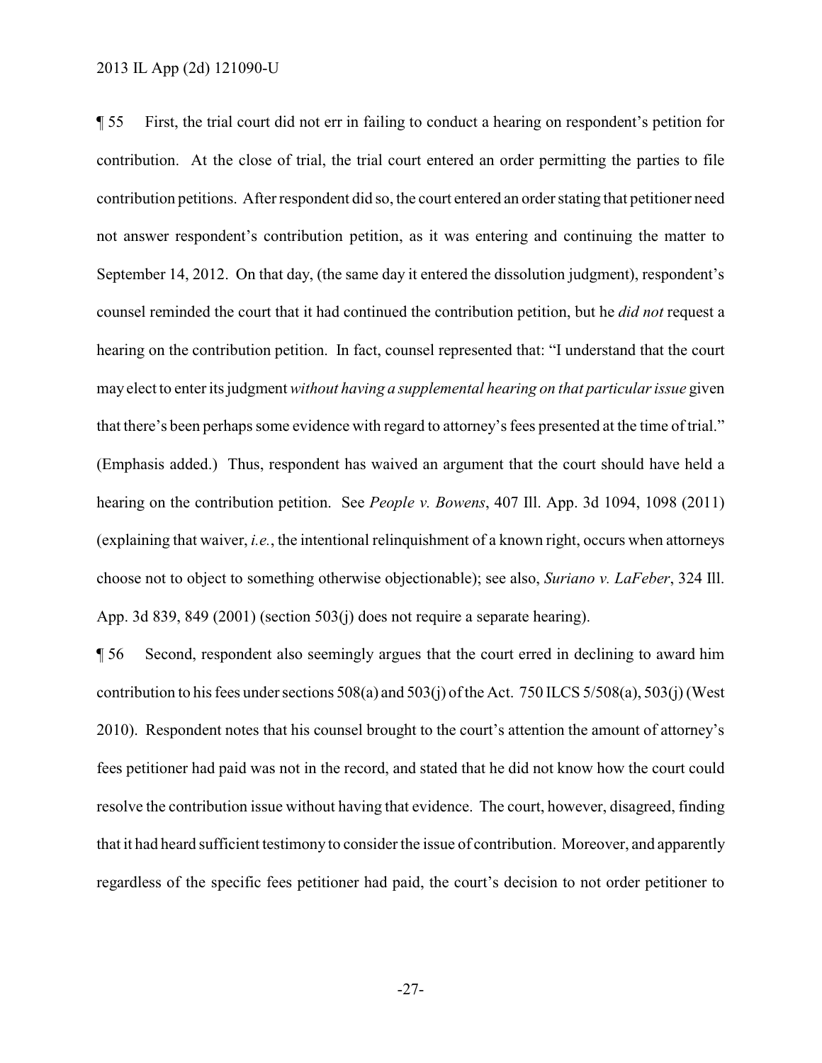¶ 55 First, the trial court did not err in failing to conduct a hearing on respondent's petition for contribution. At the close of trial, the trial court entered an order permitting the parties to file contribution petitions. After respondent did so, the court entered an order stating that petitioner need not answer respondent's contribution petition, as it was entering and continuing the matter to September 14, 2012. On that day, (the same day it entered the dissolution judgment), respondent's counsel reminded the court that it had continued the contribution petition, but he *did not* request a hearing on the contribution petition. In fact, counsel represented that: "I understand that the court may elect to enter its judgment *without having a supplemental hearing on that particular issue* given that there's been perhaps some evidence with regard to attorney's fees presented at the time of trial." (Emphasis added.) Thus, respondent has waived an argument that the court should have held a hearing on the contribution petition. See *People v. Bowens*, 407 Ill. App. 3d 1094, 1098 (2011) (explaining that waiver, *i.e.*, the intentional relinquishment of a known right, occurs when attorneys choose not to object to something otherwise objectionable); see also, *Suriano v. LaFeber*, 324 Ill. App. 3d 839, 849 (2001) (section 503(j) does not require a separate hearing).

¶ 56 Second, respondent also seemingly argues that the court erred in declining to award him contribution to his fees under sections 508(a) and 503(j) of the Act. 750 ILCS 5/508(a), 503(j) (West 2010). Respondent notes that his counsel brought to the court's attention the amount of attorney's fees petitioner had paid was not in the record, and stated that he did not know how the court could resolve the contribution issue without having that evidence. The court, however, disagreed, finding that it had heard sufficient testimony to consider the issue of contribution. Moreover, and apparently regardless of the specific fees petitioner had paid, the court's decision to not order petitioner to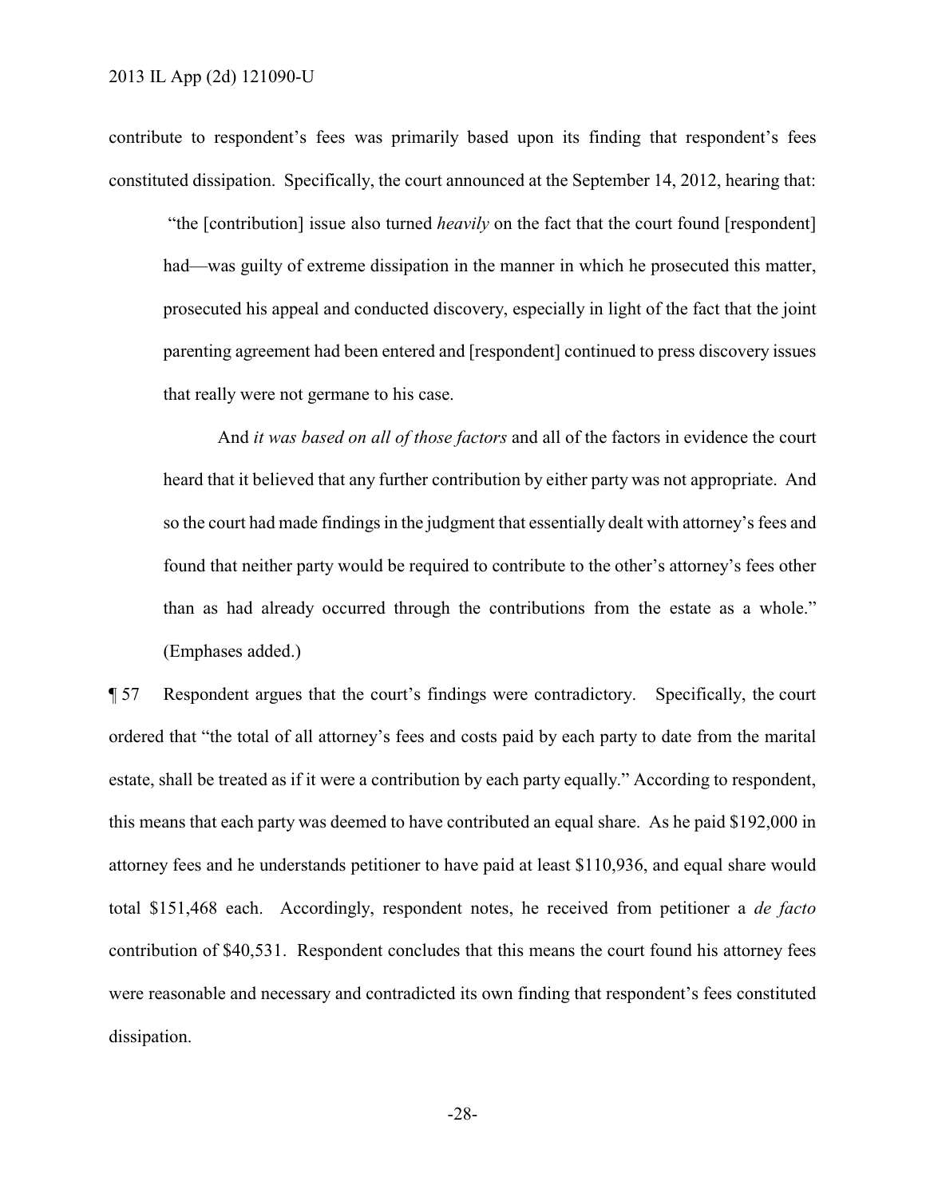contribute to respondent's fees was primarily based upon its finding that respondent's fees constituted dissipation. Specifically, the court announced at the September 14, 2012, hearing that:

> "the [contribution] issue also turned *heavily* on the fact that the court found [respondent] had—was guilty of extreme dissipation in the manner in which he prosecuted this matter, prosecuted his appeal and conducted discovery, especially in light of the fact that the joint parenting agreement had been entered and [respondent] continued to press discovery issues that really were not germane to his case.
>
> And *it was based on all of those factors* and all of the factors in evidence the court heard that it believed that any further contribution by either party was not appropriate. And so the court had made findings in the judgment that essentially dealt with attorney's fees and found that neither party would be required to contribute to the other's attorney's fees other than as had already occurred through the contributions from the estate as a whole." (Emphases added.)

¶ 57 Respondent argues that the court's findings were contradictory. Specifically, the court ordered that "the total of all attorney's fees and costs paid by each party to date from the marital estate, shall be treated as if it were a contribution by each party equally." According to respondent, this means that each party was deemed to have contributed an equal share. As he paid $192,000 in attorney fees and he understands petitioner to have paid at least $110,936, and equal share would total $151,468 each. Accordingly, respondent notes, he received from petitioner a *de facto* contribution of $40,531. Respondent concludes that this means the court found his attorney fees were reasonable and necessary and contradicted its own finding that respondent's fees constituted dissipation.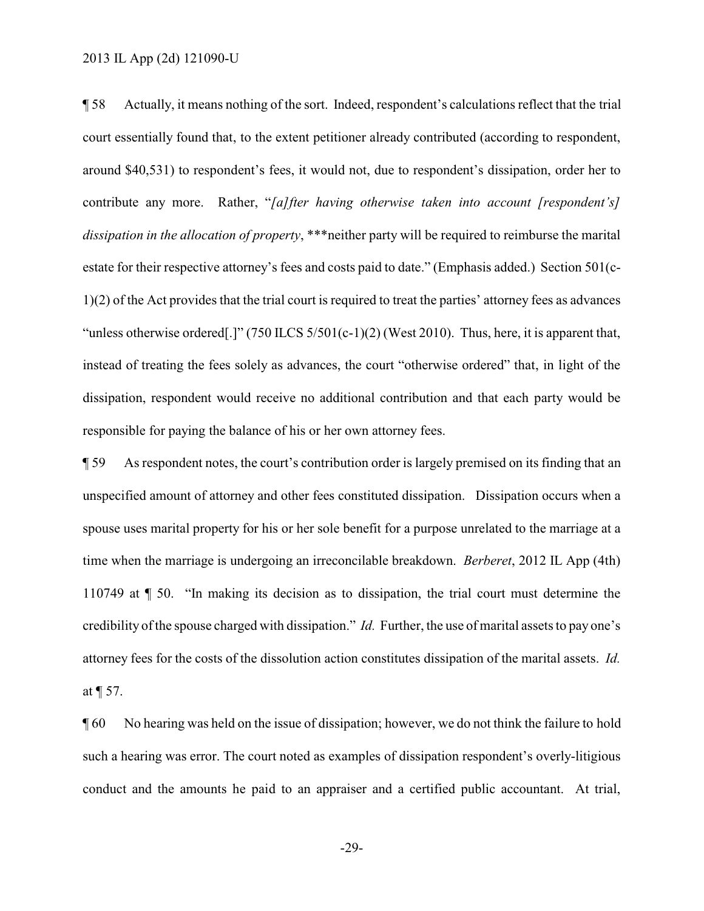¶ 58 Actually, it means nothing of the sort. Indeed, respondent's calculations reflect that the trial court essentially found that, to the extent petitioner already contributed (according to respondent, around $40,531) to respondent's fees, it would not, due to respondent's dissipation, order her to contribute any more. Rather, "*[a]fter having otherwise taken into account [respondent's] dissipation in the allocation of property*, ***neither party will be required to reimburse the marital estate for their respective attorney's fees and costs paid to date." (Emphasis added.) Section 501(c-1)(2) of the Act provides that the trial court is required to treat the parties' attorney fees as advances "unless otherwise ordered[.]" (750 ILCS 5/501(c-1)(2) (West 2010). Thus, here, it is apparent that, instead of treating the fees solely as advances, the court "otherwise ordered" that, in light of the dissipation, respondent would receive no additional contribution and that each party would be responsible for paying the balance of his or her own attorney fees.

¶ 59 As respondent notes, the court's contribution order is largely premised on its finding that an unspecified amount of attorney and other fees constituted dissipation. Dissipation occurs when a spouse uses marital property for his or her sole benefit for a purpose unrelated to the marriage at a time when the marriage is undergoing an irreconcilable breakdown. *Berberet*, 2012 IL App (4th) 110749 at ¶ 50. "In making its decision as to dissipation, the trial court must determine the credibility of the spouse charged with dissipation." *Id.* Further, the use of marital assets to pay one's attorney fees for the costs of the dissolution action constitutes dissipation of the marital assets. *Id.* at ¶ 57.

¶ 60 No hearing was held on the issue of dissipation; however, we do not think the failure to hold such a hearing was error. The court noted as examples of dissipation respondent's overly-litigious conduct and the amounts he paid to an appraiser and a certified public accountant. At trial,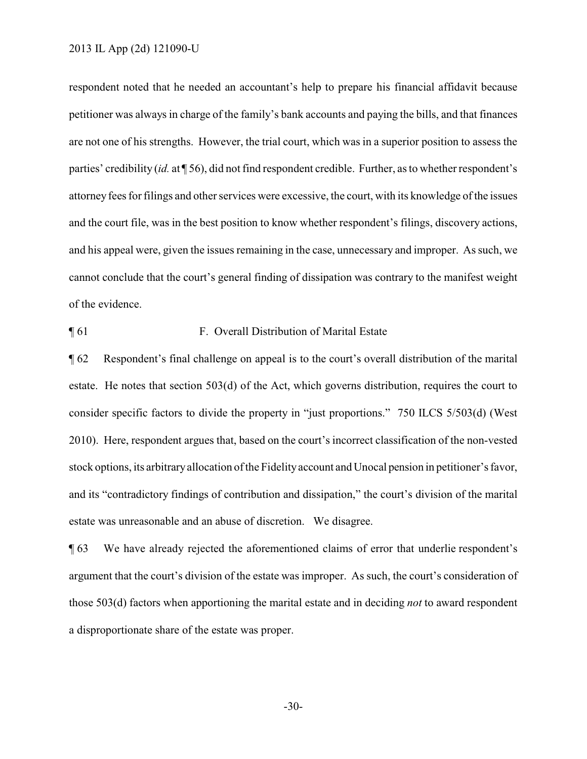respondent noted that he needed an accountant's help to prepare his financial affidavit because petitioner was always in charge of the family's bank accounts and paying the bills, and that finances are not one of his strengths. However, the trial court, which was in a superior position to assess the parties' credibility (*id.* at ¶ 56), did not find respondent credible. Further, as to whether respondent's attorney fees for filings and other services were excessive, the court, with its knowledge of the issues and the court file, was in the best position to know whether respondent's filings, discovery actions, and his appeal were, given the issues remaining in the case, unnecessary and improper. As such, we cannot conclude that the court's general finding of dissipation was contrary to the manifest weight of the evidence.

¶ 61 F. Overall Distribution of Marital Estate

¶ 62 Respondent's final challenge on appeal is to the court's overall distribution of the marital estate. He notes that section 503(d) of the Act, which governs distribution, requires the court to consider specific factors to divide the property in "just proportions." 750 ILCS 5/503(d) (West 2010). Here, respondent argues that, based on the court's incorrect classification of the non-vested stock options, its arbitrary allocation of the Fidelity account and Unocal pension in petitioner's favor, and its "contradictory findings of contribution and dissipation," the court's division of the marital estate was unreasonable and an abuse of discretion. We disagree.

¶ 63 We have already rejected the aforementioned claims of error that underlie respondent's argument that the court's division of the estate was improper. As such, the court's consideration of those 503(d) factors when apportioning the marital estate and in deciding *not* to award respondent a disproportionate share of the estate was proper.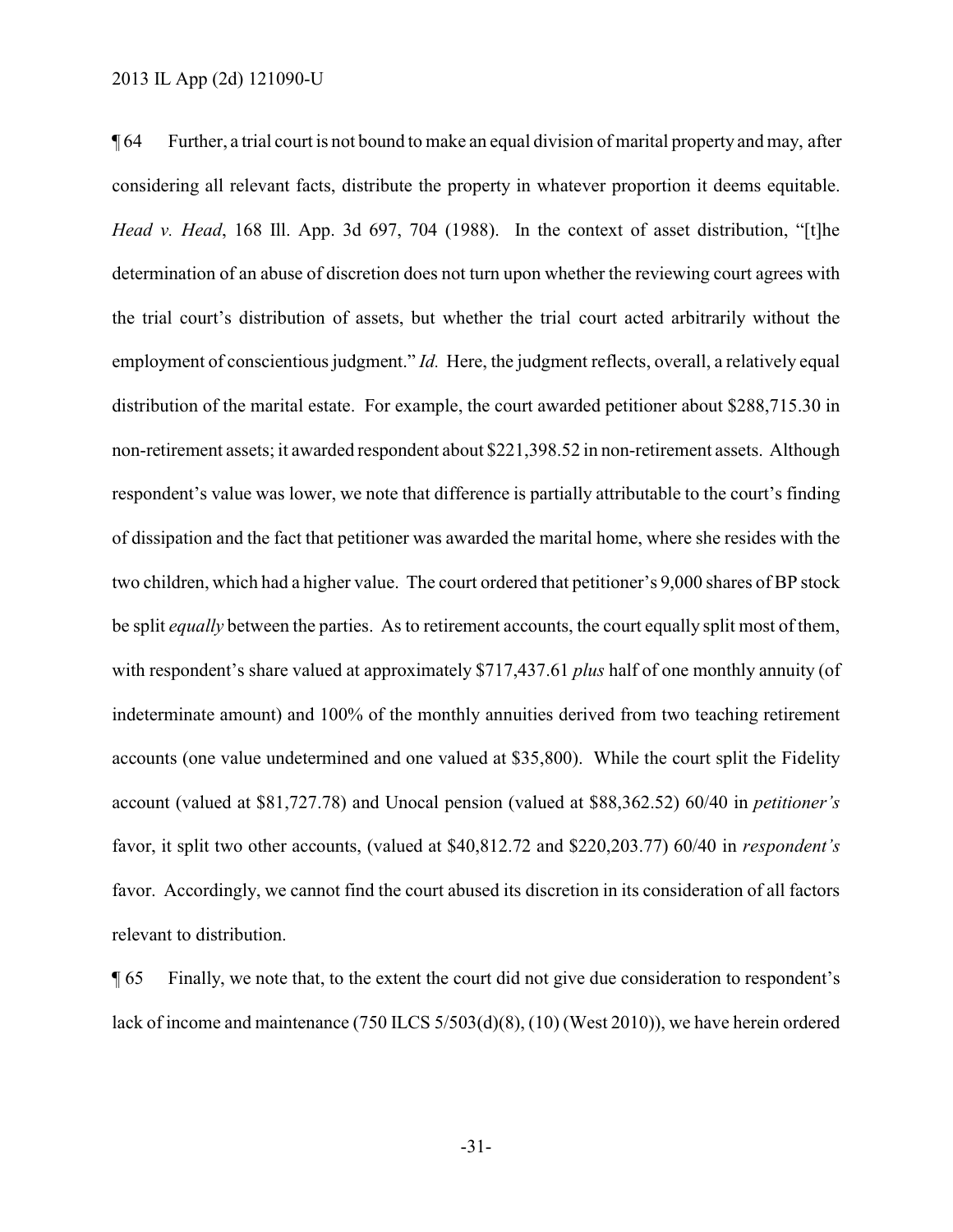¶ 64 Further, a trial court is not bound to make an equal division of marital property and may, after considering all relevant facts, distribute the property in whatever proportion it deems equitable. *Head v. Head*, 168 Ill. App. 3d 697, 704 (1988). In the context of asset distribution, "[t]he determination of an abuse of discretion does not turn upon whether the reviewing court agrees with the trial court's distribution of assets, but whether the trial court acted arbitrarily without the employment of conscientious judgment." *Id.* Here, the judgment reflects, overall, a relatively equal distribution of the marital estate. For example, the court awarded petitioner about $288,715.30 in non-retirement assets; it awarded respondent about $221,398.52 in non-retirement assets. Although respondent's value was lower, we note that difference is partially attributable to the court's finding of dissipation and the fact that petitioner was awarded the marital home, where she resides with the two children, which had a higher value. The court ordered that petitioner's 9,000 shares of BP stock be split *equally* between the parties. As to retirement accounts, the court equally split most of them, with respondent's share valued at approximately $717,437.61 *plus* half of one monthly annuity (of indeterminate amount) and 100% of the monthly annuities derived from two teaching retirement accounts (one value undetermined and one valued at $35,800). While the court split the Fidelity account (valued at $81,727.78) and Unocal pension (valued at $88,362.52) 60/40 in *petitioner's* favor, it split two other accounts, (valued at $40,812.72 and $220,203.77) 60/40 in *respondent's* favor. Accordingly, we cannot find the court abused its discretion in its consideration of all factors relevant to distribution.

¶ 65 Finally, we note that, to the extent the court did not give due consideration to respondent's lack of income and maintenance (750 ILCS 5/503(d)(8), (10) (West 2010)), we have herein ordered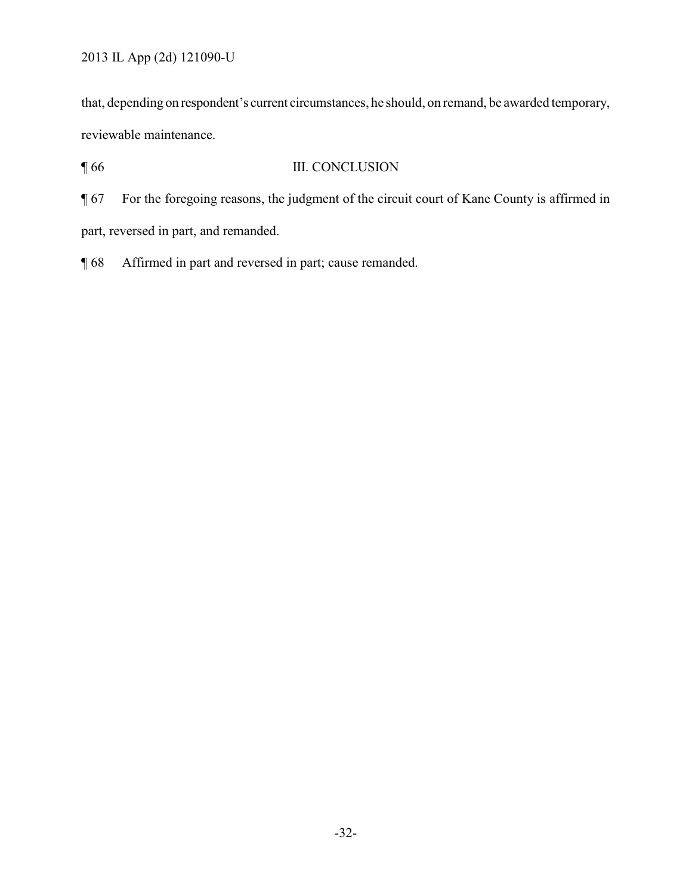that, depending on respondent's current circumstances, he should, on remand, be awarded temporary, reviewable maintenance.

## ¶ 66 III. CONCLUSION

¶ 67 For the foregoing reasons, the judgment of the circuit court of Kane County is affirmed in part, reversed in part, and remanded.

¶ 68 Affirmed in part and reversed in part; cause remanded.